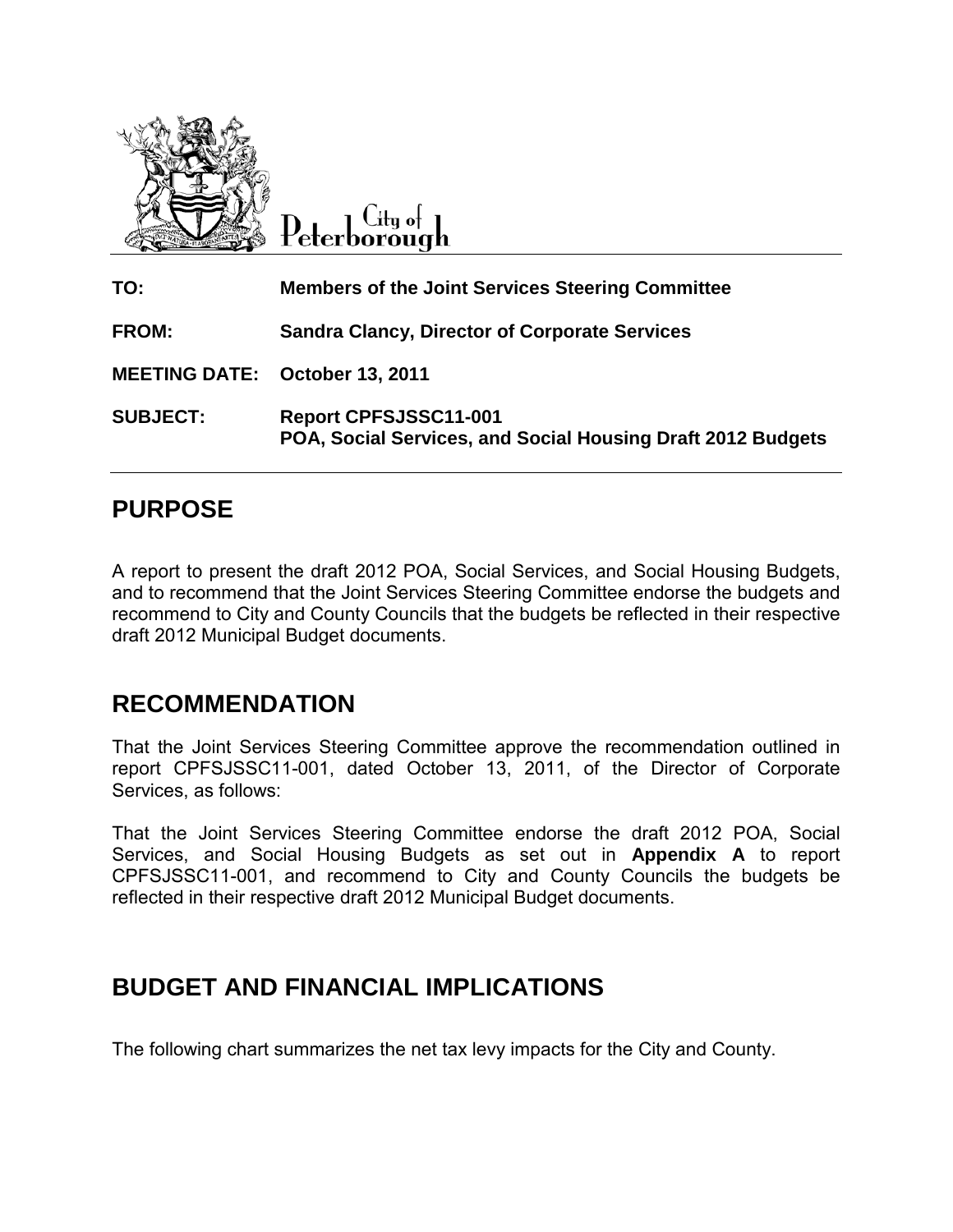City of Peterborough

| | |
|---|---|
| **TO:** | **Members of the Joint Services Steering Committee** |
| **FROM:** | **Sandra Clancy, Director of Corporate Services** |
| **MEETING DATE:** | **October 13, 2011** |
| **SUBJECT:** | **Report CPFSJSSC11-001**<br>**POA, Social Services, and Social Housing Draft 2012 Budgets** |

## PURPOSE

A report to present the draft 2012 POA, Social Services, and Social Housing Budgets, and to recommend that the Joint Services Steering Committee endorse the budgets and recommend to City and County Councils that the budgets be reflected in their respective draft 2012 Municipal Budget documents.

## RECOMMENDATION

That the Joint Services Steering Committee approve the recommendation outlined in report CPFSJSSC11-001, dated October 13, 2011, of the Director of Corporate Services, as follows:

That the Joint Services Steering Committee endorse the draft 2012 POA, Social Services, and Social Housing Budgets as set out in **Appendix A** to report CPFSJSSC11-001, and recommend to City and County Councils the budgets be reflected in their respective draft 2012 Municipal Budget documents.

## BUDGET AND FINANCIAL IMPLICATIONS

The following chart summarizes the net tax levy impacts for the City and County.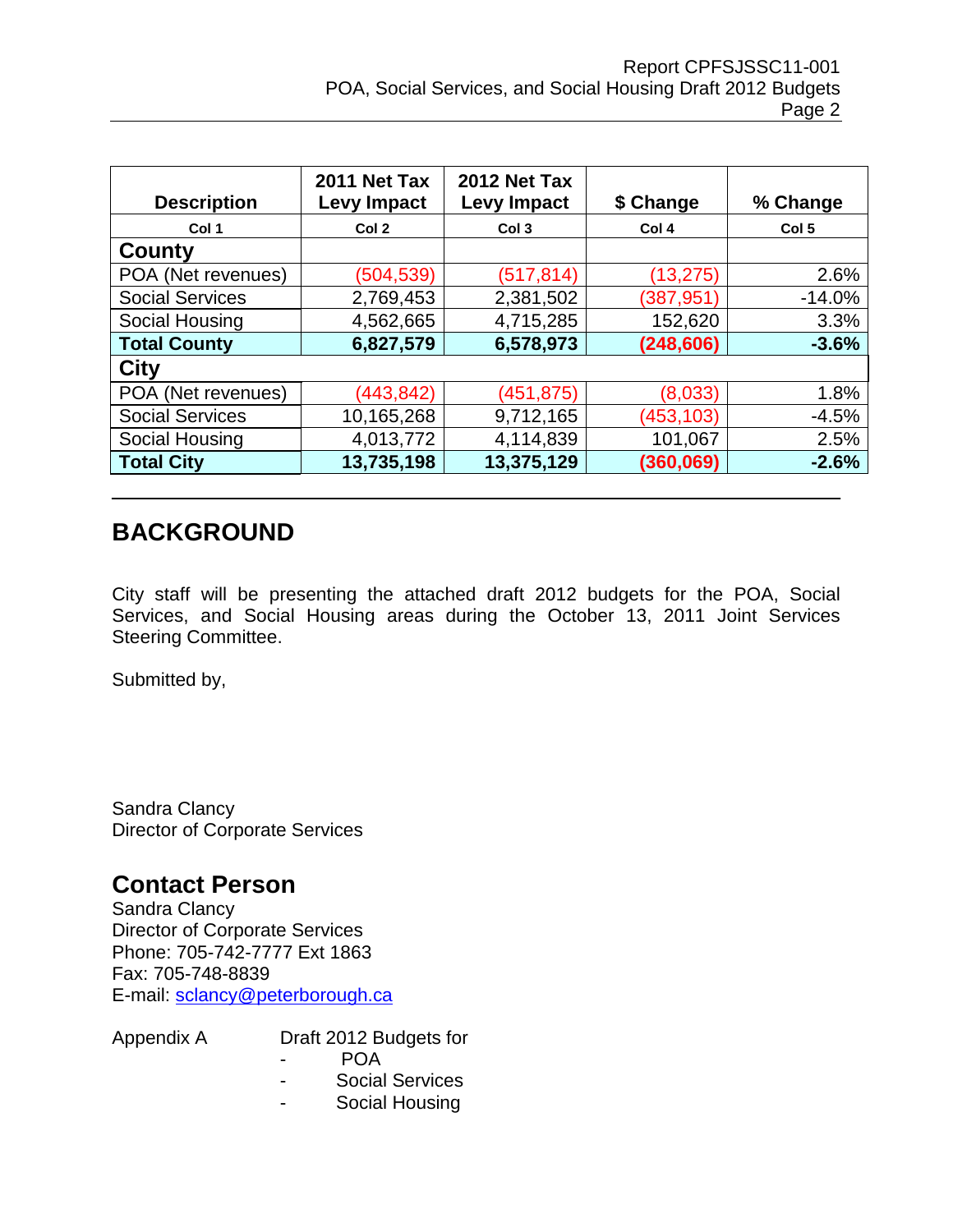| Description | 2011 Net Tax Levy Impact | 2012 Net Tax Levy Impact | $ Change | % Change |
|---|---|---|---|---|
| Col 1 | Col 2 | Col 3 | Col 4 | Col 5 |
| **County** | | | | |
| POA (Net revenues) | (504,539) | (517,814) | (13,275) | 2.6% |
| Social Services | 2,769,453 | 2,381,502 | (387,951) | -14.0% |
| Social Housing | 4,562,665 | 4,715,285 | 152,620 | 3.3% |
| **Total County** | **6,827,579** | **6,578,973** | **(248,606)** | **-3.6%** |
| **City** | | | | |
| POA (Net revenues) | (443,842) | (451,875) | (8,033) | 1.8% |
| Social Services | 10,165,268 | 9,712,165 | (453,103) | -4.5% |
| Social Housing | 4,013,772 | 4,114,839 | 101,067 | 2.5% |
| **Total City** | **13,735,198** | **13,375,129** | **(360,069)** | **-2.6%** |

## BACKGROUND

City staff will be presenting the attached draft 2012 budgets for the POA, Social Services, and Social Housing areas during the October 13, 2011 Joint Services Steering Committee.

Submitted by,

Sandra Clancy
Director of Corporate Services

## Contact Person

Sandra Clancy
Director of Corporate Services
Phone: 705-742-7777 Ext 1863
Fax: 705-748-8839
E-mail: sclancy@peterborough.ca

Appendix A Draft 2012 Budgets for
- POA
- Social Services
- Social Housing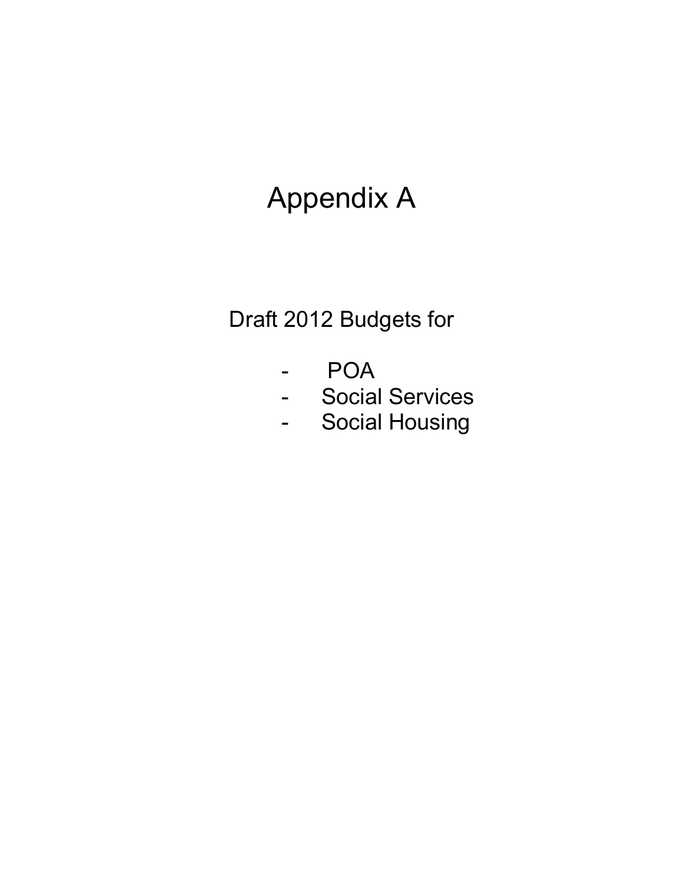# Appendix A

Draft 2012 Budgets for

- POA
- Social Services
- Social Housing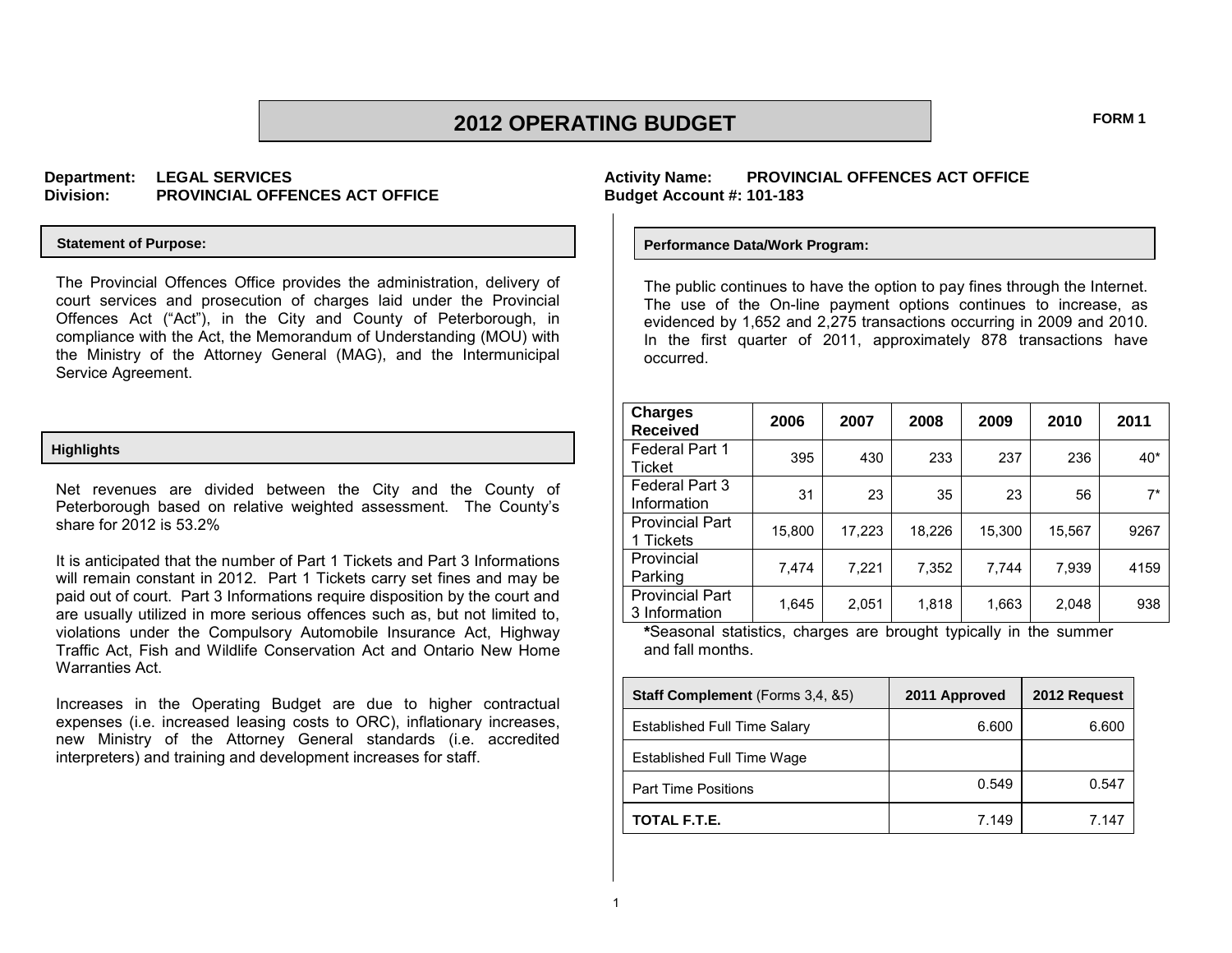# 2012 OPERATING BUDGET

**FORM 1**

**Department:** LEGAL SERVICES
**Division:** PROVINCIAL OFFENCES ACT OFFICE

**Activity Name:** PROVINCIAL OFFENCES ACT OFFICE
**Budget Account #:** 101-183

### Statement of Purpose:

The Provincial Offences Office provides the administration, delivery of court services and prosecution of charges laid under the Provincial Offences Act ("Act"), in the City and County of Peterborough, in compliance with the Act, the Memorandum of Understanding (MOU) with the Ministry of the Attorney General (MAG), and the Intermunicipal Service Agreement.

### Highlights

Net revenues are divided between the City and the County of Peterborough based on relative weighted assessment. The County's share for 2012 is 53.2%

It is anticipated that the number of Part 1 Tickets and Part 3 Informations will remain constant in 2012. Part 1 Tickets carry set fines and may be paid out of court. Part 3 Informations require disposition by the court and are usually utilized in more serious offences such as, but not limited to, violations under the Compulsory Automobile Insurance Act, Highway Traffic Act, Fish and Wildlife Conservation Act and Ontario New Home Warranties Act.

Increases in the Operating Budget are due to higher contractual expenses (i.e. increased leasing costs to ORC), inflationary increases, new Ministry of the Attorney General standards (i.e. accredited interpreters) and training and development increases for staff.

### Performance Data/Work Program:

The public continues to have the option to pay fines through the Internet. The use of the On-line payment options continues to increase, as evidenced by 1,652 and 2,275 transactions occurring in 2009 and 2010. In the first quarter of 2011, approximately 878 transactions have occurred.

| Charges Received | 2006 | 2007 | 2008 | 2009 | 2010 | 2011 |
|---|---|---|---|---|---|---|
| Federal Part 1 Ticket | 395 | 430 | 233 | 237 | 236 | 40* |
| Federal Part 3 Information | 31 | 23 | 35 | 23 | 56 | 7* |
| Provincial Part 1 Tickets | 15,800 | 17,223 | 18,226 | 15,300 | 15,567 | 9267 |
| Provincial Parking | 7,474 | 7,221 | 7,352 | 7,744 | 7,939 | 4159 |
| Provincial Part 3 Information | 1,645 | 2,051 | 1,818 | 1,663 | 2,048 | 938 |

***Seasonal statistics, charges are brought typically in the summer and fall months.

| **Staff Complement** (Forms 3,4, &5) | 2011 Approved | 2012 Request |
|---|---|---|
| Established Full Time Salary | 6.600 | 6.600 |
| Established Full Time Wage | | |
| Part Time Positions | 0.549 | 0.547 |
| **TOTAL F.T.E.** | 7.149 | 7.147 |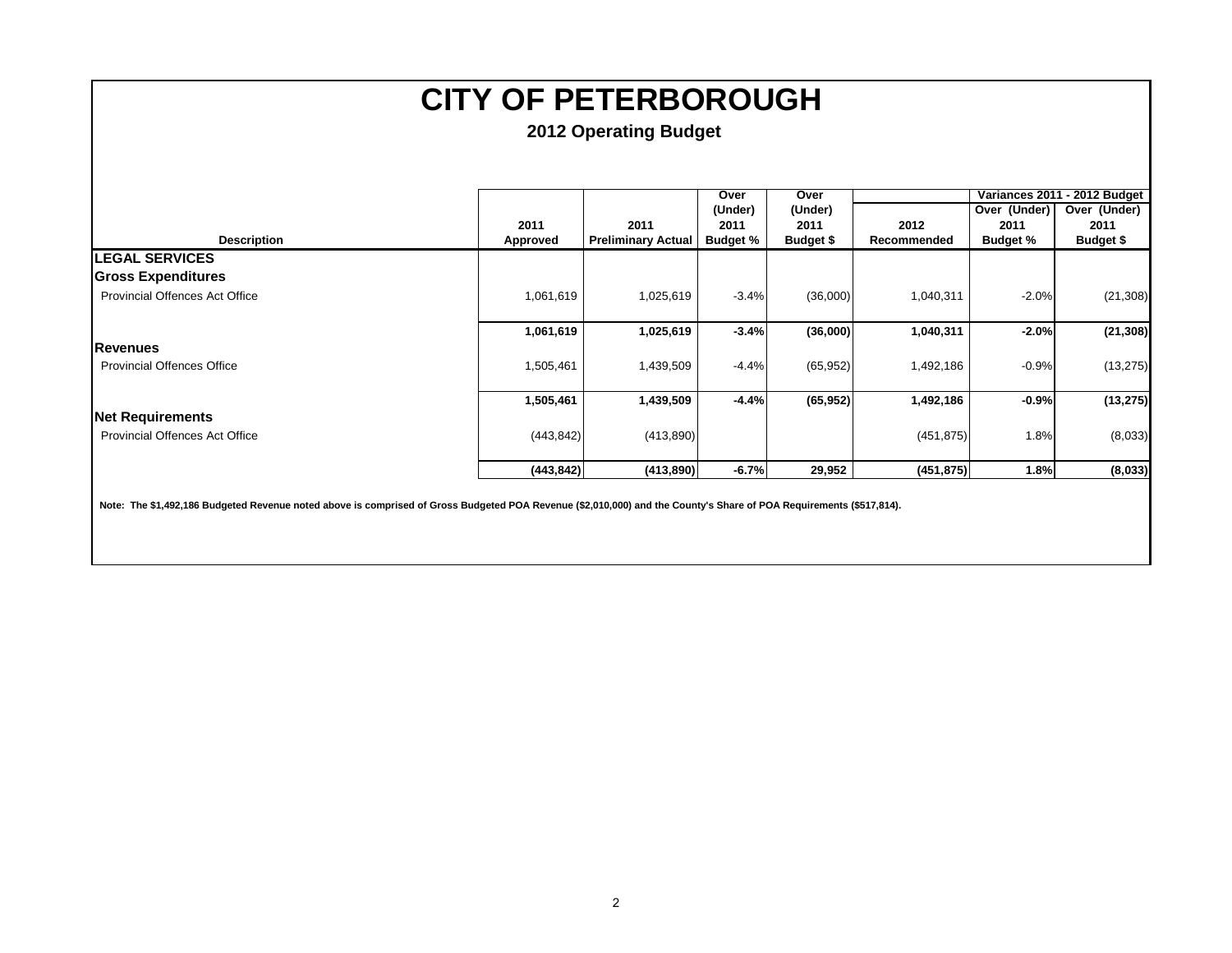# CITY OF PETERBOROUGH

## 2012 Operating Budget

| Description | 2011 Approved | 2011 Preliminary Actual | Over (Under) 2011 Budget % | Over (Under) 2011 Budget $ | 2012 Recommended | Variances 2011 - 2012 Budget Over (Under) 2011 Budget % | Over (Under) 2011 Budget $ |
|---|---|---|---|---|---|---|---|
| **LEGAL SERVICES** | | | | | | | |
| **Gross Expenditures** | | | | | | | |
| Provincial Offences Act Office | 1,061,619 | 1,025,619 | -3.4% | (36,000) | 1,040,311 | -2.0% | (21,308) |
| | **1,061,619** | **1,025,619** | **-3.4%** | **(36,000)** | **1,040,311** | **-2.0%** | **(21,308)** |
| **Revenues** | | | | | | | |
| Provincial Offences Office | 1,505,461 | 1,439,509 | -4.4% | (65,952) | 1,492,186 | -0.9% | (13,275) |
| | **1,505,461** | **1,439,509** | **-4.4%** | **(65,952)** | **1,492,186** | **-0.9%** | **(13,275)** |
| **Net Requirements** | | | | | | | |
| Provincial Offences Act Office | (443,842) | (413,890) | | | (451,875) | 1.8% | (8,033) |
| | **(443,842)** | **(413,890)** | **-6.7%** | **29,952** | **(451,875)** | **1.8%** | **(8,033)** |

**Note: The $1,492,186 Budgeted Revenue noted above is comprised of Gross Budgeted POA Revenue ($2,010,000) and the County's Share of POA Requirements ($517,814).**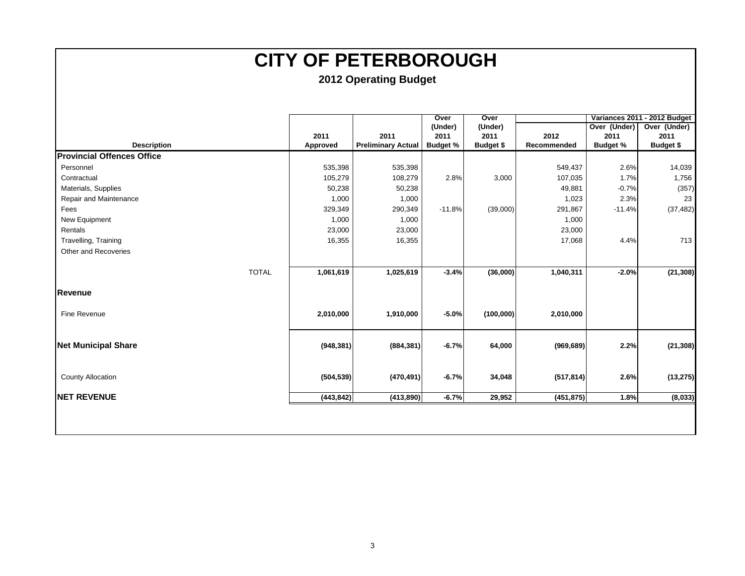# CITY OF PETERBOROUGH

## 2012 Operating Budget

| Description | 2011 Approved | 2011 Preliminary Actual | Over (Under) 2011 Budget % | Over (Under) 2011 Budget $ | 2012 Recommended | Variances 2011 - 2012 Budget Over (Under) 2011 Budget % | Over (Under) 2011 Budget $ |
|---|---|---|---|---|---|---|---|
| **Provincial Offences Office** | | | | | | | |
| Personnel | 535,398 | 535,398 | | | 549,437 | 2.6% | 14,039 |
| Contractual | 105,279 | 108,279 | 2.8% | 3,000 | 107,035 | 1.7% | 1,756 |
| Materials, Supplies | 50,238 | 50,238 | | | 49,881 | -0.7% | (357) |
| Repair and Maintenance | 1,000 | 1,000 | | | 1,023 | 2.3% | 23 |
| Fees | 329,349 | 290,349 | -11.8% | (39,000) | 291,867 | -11.4% | (37,482) |
| New Equipment | 1,000 | 1,000 | | | 1,000 | | |
| Rentals | 23,000 | 23,000 | | | 23,000 | | |
| Travelling, Training | 16,355 | 16,355 | | | 17,068 | 4.4% | 713 |
| Other and Recoveries | | | | | | | |
| TOTAL | **1,061,619** | **1,025,619** | **-3.4%** | **(36,000)** | **1,040,311** | **-2.0%** | **(21,308)** |
| **Revenue** | | | | | | | |
| Fine Revenue | **2,010,000** | **1,910,000** | **-5.0%** | **(100,000)** | **2,010,000** | | |
| **Net Municipal Share** | **(948,381)** | **(884,381)** | **-6.7%** | **64,000** | **(969,689)** | **2.2%** | **(21,308)** |
| County Allocation | **(504,539)** | **(470,491)** | **-6.7%** | **34,048** | **(517,814)** | **2.6%** | **(13,275)** |
| **NET REVENUE** | **(443,842)** | **(413,890)** | **-6.7%** | **29,952** | **(451,875)** | **1.8%** | **(8,033)** |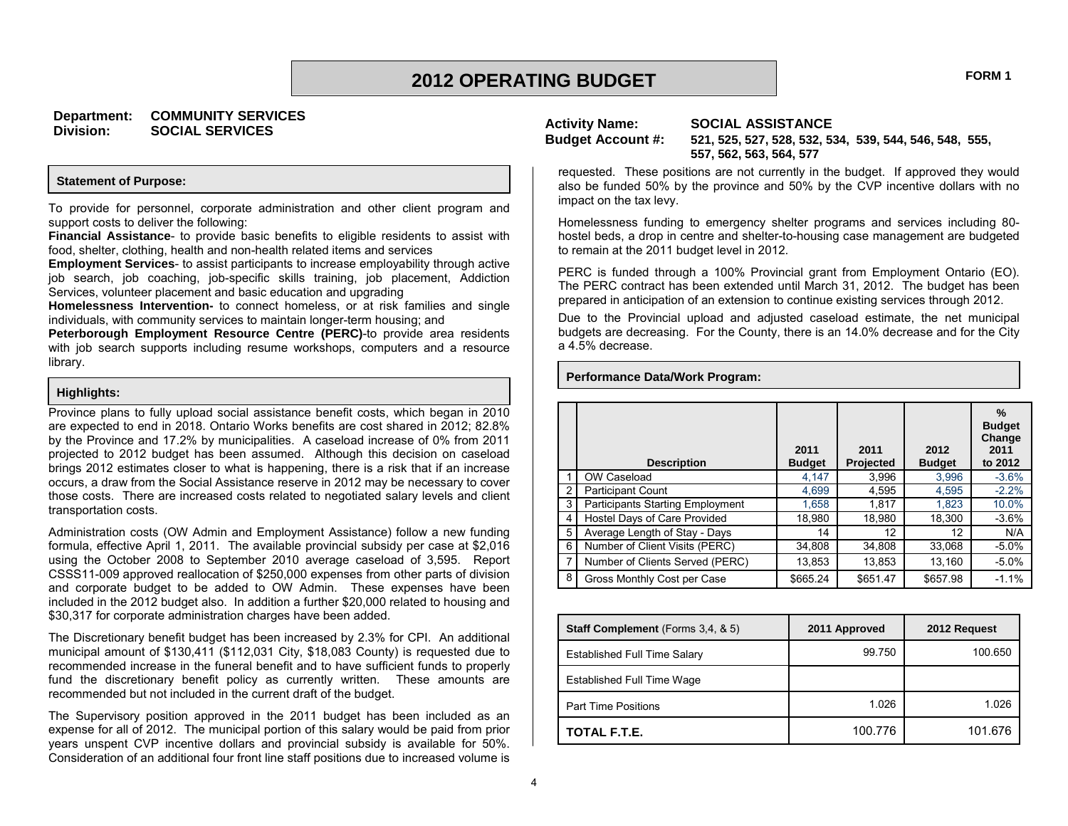# 2012 OPERATING BUDGET

**FORM 1**

**Department:** COMMUNITY SERVICES
**Division:** SOCIAL SERVICES

**Activity Name:** SOCIAL ASSISTANCE
**Budget Account #:** 521, 525, 527, 528, 532, 534, 539, 544, 546, 548, 555, 557, 562, 563, 564, 577

### Statement of Purpose:

To provide for personnel, corporate administration and other client program and support costs to deliver the following:

**Financial Assistance**- to provide basic benefits to eligible residents to assist with food, shelter, clothing, health and non-health related items and services

**Employment Services**- to assist participants to increase employability through active job search, job coaching, job-specific skills training, job placement, Addiction Services, volunteer placement and basic education and upgrading

**Homelessness Intervention-** to connect homeless, or at risk families and single individuals, with community services to maintain longer-term housing; and

**Peterborough Employment Resource Centre (PERC)**-to provide area residents with job search supports including resume workshops, computers and a resource library.

### Highlights:

Province plans to fully upload social assistance benefit costs, which began in 2010 are expected to end in 2018. Ontario Works benefits are cost shared in 2012; 82.8% by the Province and 17.2% by municipalities. A caseload increase of 0% from 2011 projected to 2012 budget has been assumed. Although this decision on caseload brings 2012 estimates closer to what is happening, there is a risk that if an increase occurs, a draw from the Social Assistance reserve in 2012 may be necessary to cover those costs. There are increased costs related to negotiated salary levels and client transportation costs.

Administration costs (OW Admin and Employment Assistance) follow a new funding formula, effective April 1, 2011. The available provincial subsidy per case at $2,016 using the October 2008 to September 2010 average caseload of 3,595. Report CSSS11-009 approved reallocation of $250,000 expenses from other parts of division and corporate budget to be added to OW Admin. These expenses have been included in the 2012 budget also. In addition a further $20,000 related to housing and $30,317 for corporate administration charges have been added.

The Discretionary benefit budget has been increased by 2.3% for CPI. An additional municipal amount of $130,411 ($112,031 City, $18,083 County) is requested due to recommended increase in the funeral benefit and to have sufficient funds to properly fund the discretionary benefit policy as currently written. These amounts are recommended but not included in the current draft of the budget.

The Supervisory position approved in the 2011 budget has been included as an expense for all of 2012. The municipal portion of this salary would be paid from prior years unspent CVP incentive dollars and provincial subsidy is available for 50%. Consideration of an additional four front line staff positions due to increased volume is requested. These positions are not currently in the budget. If approved they would also be funded 50% by the province and 50% by the CVP incentive dollars with no impact on the tax levy.

Homelessness funding to emergency shelter programs and services including 80-hostel beds, a drop in centre and shelter-to-housing case management are budgeted to remain at the 2011 budget level in 2012.

PERC is funded through a 100% Provincial grant from Employment Ontario (EO). The PERC contract has been extended until March 31, 2012. The budget has been prepared in anticipation of an extension to continue existing services through 2012.

Due to the Provincial upload and adjusted caseload estimate, the net municipal budgets are decreasing. For the County, there is an 14.0% decrease and for the City a 4.5% decrease.

### Performance Data/Work Program:

| | Description | 2011 Budget | 2011 Projected | 2012 Budget | % Budget Change 2011 to 2012 |
|---|---|---|---|---|---|
| 1 | OW Caseload | 4,147 | 3,996 | 3,996 | -3.6% |
| 2 | Participant Count | 4,699 | 4,595 | 4,595 | -2.2% |
| 3 | Participants Starting Employment | 1,658 | 1,817 | 1,823 | 10.0% |
| 4 | Hostel Days of Care Provided | 18,980 | 18,980 | 18,300 | -3.6% |
| 5 | Average Length of Stay - Days | 14 | 12 | 12 | N/A |
| 6 | Number of Client Visits (PERC) | 34,808 | 34,808 | 33,068 | -5.0% |
| 7 | Number of Clients Served (PERC) | 13,853 | 13,853 | 13,160 | -5.0% |
| 8 | Gross Monthly Cost per Case | $665.24 | $651.47 | $657.98 | -1.1% |

| Staff Complement (Forms 3,4, & 5) | 2011 Approved | 2012 Request |
|---|---|---|
| Established Full Time Salary | 99.750 | 100.650 |
| Established Full Time Wage | | |
| Part Time Positions | 1.026 | 1.026 |
| **TOTAL F.T.E.** | 100.776 | 101.676 |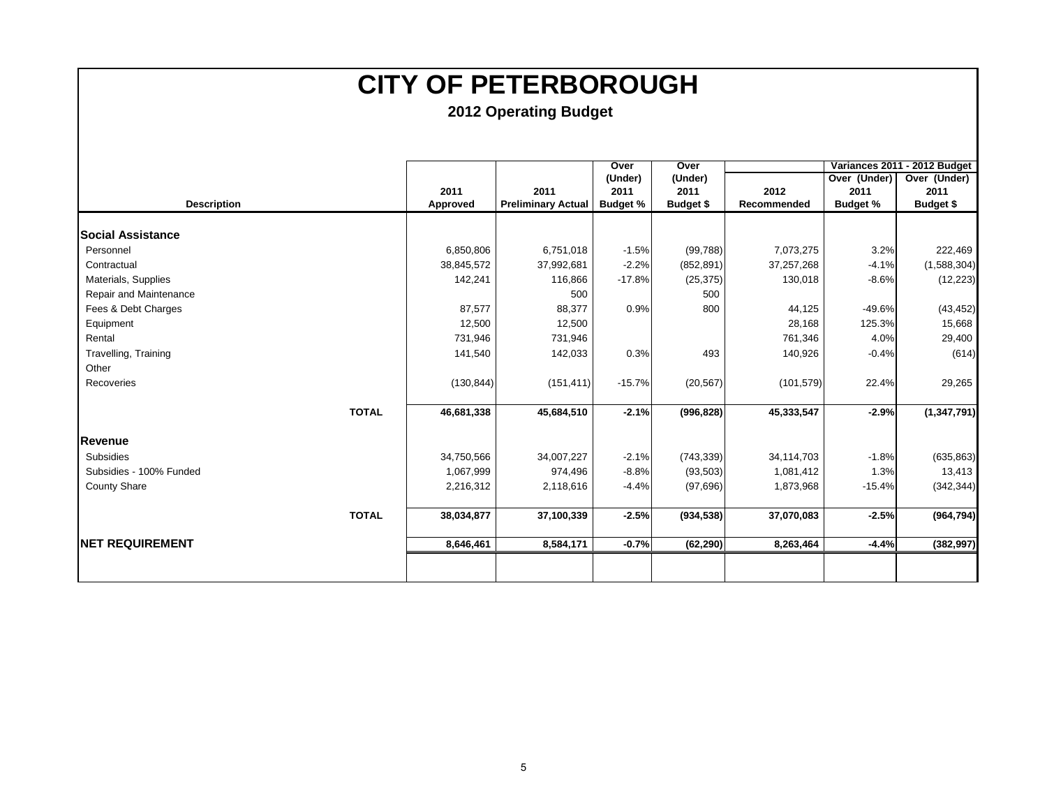# CITY OF PETERBOROUGH

## 2012 Operating Budget

| Description | 2011 Approved | 2011 Preliminary Actual | Over (Under) 2011 Budget % | Over (Under) 2011 Budget $ | 2012 Recommended | Variances 2011 - 2012 Budget Over (Under) 2011 Budget % | Variances 2011 - 2012 Budget Over (Under) 2011 Budget $ |
|---|---|---|---|---|---|---|---|
| **Social Assistance** | | | | | | | |
| Personnel | 6,850,806 | 6,751,018 | -1.5% | (99,788) | 7,073,275 | 3.2% | 222,469 |
| Contractual | 38,845,572 | 37,992,681 | -2.2% | (852,891) | 37,257,268 | -4.1% | (1,588,304) |
| Materials, Supplies | 142,241 | 116,866 | -17.8% | (25,375) | 130,018 | -8.6% | (12,223) |
| Repair and Maintenance | | 500 | | 500 | | | |
| Fees & Debt Charges | 87,577 | 88,377 | 0.9% | 800 | 44,125 | -49.6% | (43,452) |
| Equipment | 12,500 | 12,500 | | | 28,168 | 125.3% | 15,668 |
| Rental | 731,946 | 731,946 | | | 761,346 | 4.0% | 29,400 |
| Travelling, Training | 141,540 | 142,033 | 0.3% | 493 | 140,926 | -0.4% | (614) |
| Other | | | | | | | |
| Recoveries | (130,844) | (151,411) | -15.7% | (20,567) | (101,579) | 22.4% | 29,265 |
| **TOTAL** | **46,681,338** | **45,684,510** | **-2.1%** | **(996,828)** | **45,333,547** | **-2.9%** | **(1,347,791)** |
| **Revenue** | | | | | | | |
| Subsidies | 34,750,566 | 34,007,227 | -2.1% | (743,339) | 34,114,703 | -1.8% | (635,863) |
| Subsidies - 100% Funded | 1,067,999 | 974,496 | -8.8% | (93,503) | 1,081,412 | 1.3% | 13,413 |
| County Share | 2,216,312 | 2,118,616 | -4.4% | (97,696) | 1,873,968 | -15.4% | (342,344) |
| **TOTAL** | **38,034,877** | **37,100,339** | **-2.5%** | **(934,538)** | **37,070,083** | **-2.5%** | **(964,794)** |
| **NET REQUIREMENT** | **8,646,461** | **8,584,171** | **-0.7%** | **(62,290)** | **8,263,464** | **-4.4%** | **(382,997)** |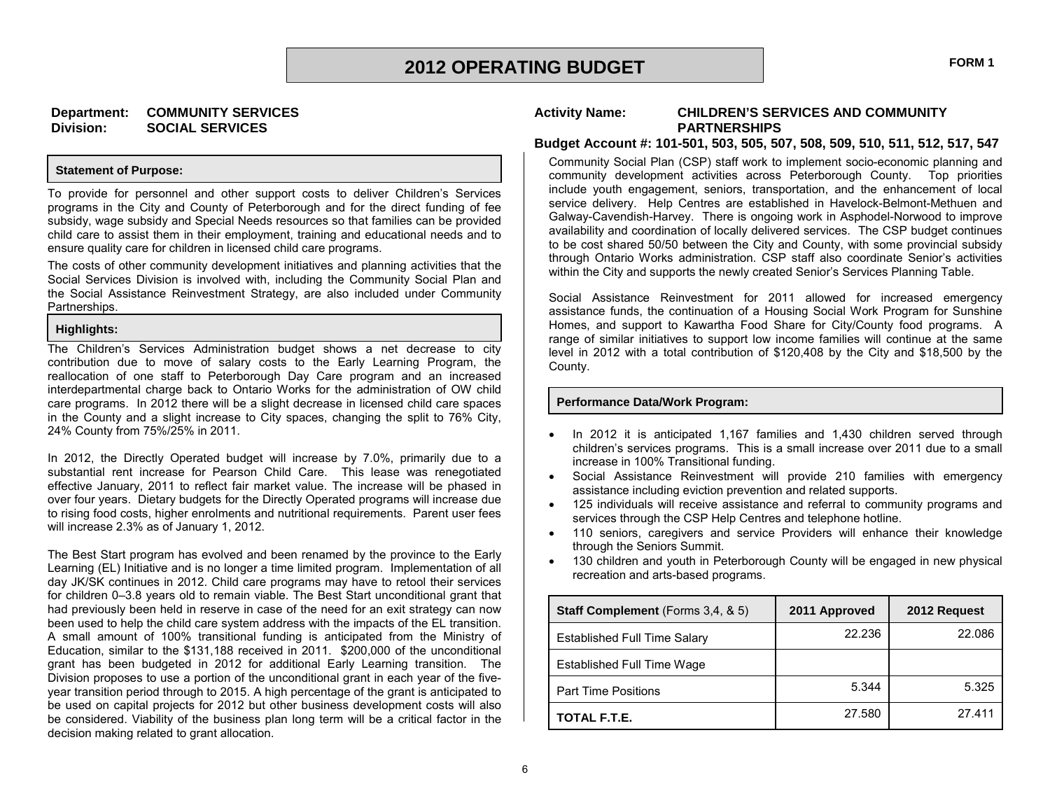# 2012 OPERATING BUDGET

FORM 1

**Department:** **COMMUNITY SERVICES**
**Division:** **SOCIAL SERVICES**

**Activity Name:** **CHILDREN'S SERVICES AND COMMUNITY PARTNERSHIPS**

**Budget Account #: 101-501, 503, 505, 507, 508, 509, 510, 511, 512, 517, 547**

### Statement of Purpose:

To provide for personnel and other support costs to deliver Children's Services programs in the City and County of Peterborough and for the direct funding of fee subsidy, wage subsidy and Special Needs resources so that families can be provided child care to assist them in their employment, training and educational needs and to ensure quality care for children in licensed child care programs.

The costs of other community development initiatives and planning activities that the Social Services Division is involved with, including the Community Social Plan and the Social Assistance Reinvestment Strategy, are also included under Community Partnerships.

### Highlights:

The Children's Services Administration budget shows a net decrease to city contribution due to move of salary costs to the Early Learning Program, the reallocation of one staff to Peterborough Day Care program and an increased interdepartmental charge back to Ontario Works for the administration of OW child care programs. In 2012 there will be a slight decrease in licensed child care spaces in the County and a slight increase to City spaces, changing the split to 76% City, 24% County from 75%/25% in 2011.

In 2012, the Directly Operated budget will increase by 7.0%, primarily due to a substantial rent increase for Pearson Child Care. This lease was renegotiated effective January, 2011 to reflect fair market value. The increase will be phased in over four years. Dietary budgets for the Directly Operated programs will increase due to rising food costs, higher enrolments and nutritional requirements. Parent user fees will increase 2.3% as of January 1, 2012.

The Best Start program has evolved and been renamed by the province to the Early Learning (EL) Initiative and is no longer a time limited program. Implementation of all day JK/SK continues in 2012. Child care programs may have to retool their services for children 0–3.8 years old to remain viable. The Best Start unconditional grant that had previously been held in reserve in case of the need for an exit strategy can now been used to help the child care system address with the impacts of the EL transition. A small amount of 100% transitional funding is anticipated from the Ministry of Education, similar to the $131,188 received in 2011. $200,000 of the unconditional grant has been budgeted in 2012 for additional Early Learning transition. The Division proposes to use a portion of the unconditional grant in each year of the five-year transition period through to 2015. A high percentage of the grant is anticipated to be used on capital projects for 2012 but other business development costs will also be considered. Viability of the business plan long term will be a critical factor in the decision making related to grant allocation.

Community Social Plan (CSP) staff work to implement socio-economic planning and community development activities across Peterborough County. Top priorities include youth engagement, seniors, transportation, and the enhancement of local service delivery. Help Centres are established in Havelock-Belmont-Methuen and Galway-Cavendish-Harvey. There is ongoing work in Asphodel-Norwood to improve availability and coordination of locally delivered services. The CSP budget continues to be cost shared 50/50 between the City and County, with some provincial subsidy through Ontario Works administration. CSP staff also coordinate Senior's activities within the City and supports the newly created Senior's Services Planning Table.

Social Assistance Reinvestment for 2011 allowed for increased emergency assistance funds, the continuation of a Housing Social Work Program for Sunshine Homes, and support to Kawartha Food Share for City/County food programs. A range of similar initiatives to support low income families will continue at the same level in 2012 with a total contribution of $120,408 by the City and $18,500 by the County.

### Performance Data/Work Program:

- In 2012 it is anticipated 1,167 families and 1,430 children served through children's services programs. This is a small increase over 2011 due to a small increase in 100% Transitional funding.
- Social Assistance Reinvestment will provide 210 families with emergency assistance including eviction prevention and related supports.
- 125 individuals will receive assistance and referral to community programs and services through the CSP Help Centres and telephone hotline.
- 110 seniors, caregivers and service Providers will enhance their knowledge through the Seniors Summit.
- 130 children and youth in Peterborough County will be engaged in new physical recreation and arts-based programs.

| **Staff Complement** (Forms 3,4, & 5) | 2011 Approved | 2012 Request |
|---|---|---|
| Established Full Time Salary | 22.236 | 22.086 |
| Established Full Time Wage | | |
| Part Time Positions | 5.344 | 5.325 |
| **TOTAL F.T.E.** | 27.580 | 27.411 |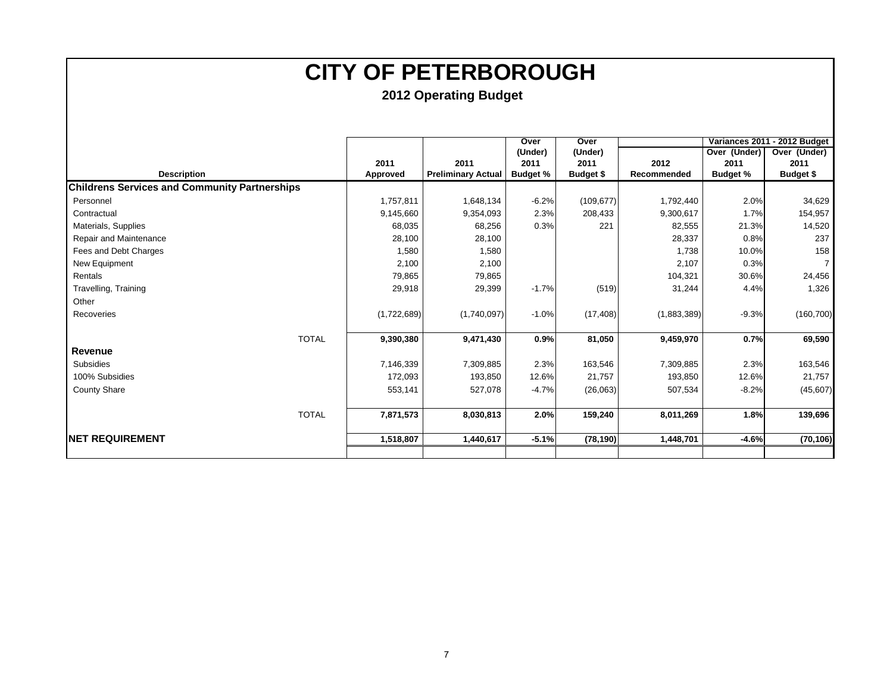# CITY OF PETERBOROUGH

## 2012 Operating Budget

| Description | 2011 Approved | 2011 Preliminary Actual | Over (Under) 2011 Budget % | Over (Under) 2011 Budget $ | 2012 Recommended | Variances 2011 - 2012 Budget Over (Under) 2011 Budget % | Variances 2011 - 2012 Budget Over (Under) 2011 Budget $ |
|---|---|---|---|---|---|---|---|
| **Childrens Services and Community Partnerships** | | | | | | | |
| Personnel | 1,757,811 | 1,648,134 | -6.2% | (109,677) | 1,792,440 | 2.0% | 34,629 |
| Contractual | 9,145,660 | 9,354,093 | 2.3% | 208,433 | 9,300,617 | 1.7% | 154,957 |
| Materials, Supplies | 68,035 | 68,256 | 0.3% | 221 | 82,555 | 21.3% | 14,520 |
| Repair and Maintenance | 28,100 | 28,100 | | | 28,337 | 0.8% | 237 |
| Fees and Debt Charges | 1,580 | 1,580 | | | 1,738 | 10.0% | 158 |
| New Equipment | 2,100 | 2,100 | | | 2,107 | 0.3% | 7 |
| Rentals | 79,865 | 79,865 | | | 104,321 | 30.6% | 24,456 |
| Travelling, Training | 29,918 | 29,399 | -1.7% | (519) | 31,244 | 4.4% | 1,326 |
| Other | | | | | | | |
| Recoveries | (1,722,689) | (1,740,097) | -1.0% | (17,408) | (1,883,389) | -9.3% | (160,700) |
| TOTAL | **9,390,380** | **9,471,430** | **0.9%** | **81,050** | **9,459,970** | **0.7%** | **69,590** |
| **Revenue** | | | | | | | |
| Subsidies | 7,146,339 | 7,309,885 | 2.3% | 163,546 | 7,309,885 | 2.3% | 163,546 |
| 100% Subsidies | 172,093 | 193,850 | 12.6% | 21,757 | 193,850 | 12.6% | 21,757 |
| County Share | 553,141 | 527,078 | -4.7% | (26,063) | 507,534 | -8.2% | (45,607) |
| TOTAL | **7,871,573** | **8,030,813** | **2.0%** | **159,240** | **8,011,269** | **1.8%** | **139,696** |
| **NET REQUIREMENT** | **1,518,807** | **1,440,617** | **-5.1%** | **(78,190)** | **1,448,701** | **-4.6%** | **(70,106)** |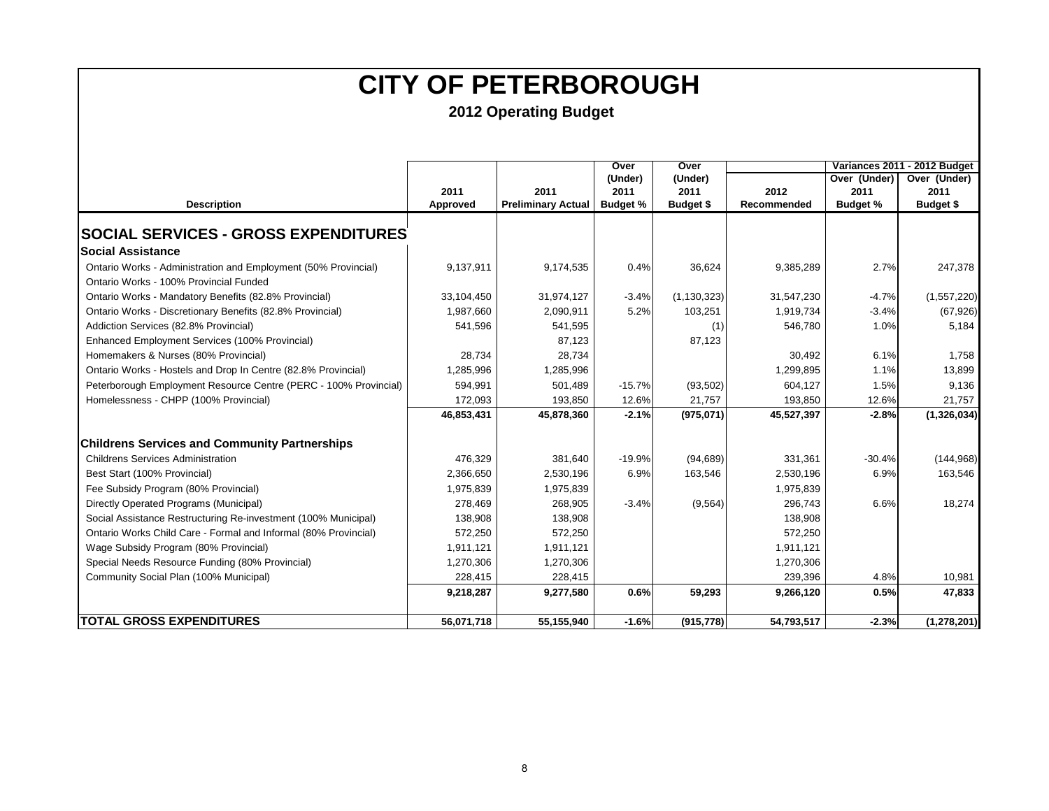# CITY OF PETERBOROUGH

## 2012 Operating Budget

| Description | 2011 Approved | 2011 Preliminary Actual | Over (Under) 2011 Budget % | Over (Under) 2011 Budget $ | 2012 Recommended | Variances 2011 - 2012 Budget Over (Under) 2011 Budget % | Variances 2011 - 2012 Budget Over (Under) 2011 Budget $ |
|---|---|---|---|---|---|---|---|
| **SOCIAL SERVICES - GROSS EXPENDITURES** | | | | | | | |
| **Social Assistance** | | | | | | | |
| Ontario Works - Administration and Employment (50% Provincial) | 9,137,911 | 9,174,535 | 0.4% | 36,624 | 9,385,289 | 2.7% | 247,378 |
| Ontario Works - 100% Provincial Funded | | | | | | | |
| Ontario Works - Mandatory Benefits (82.8% Provincial) | 33,104,450 | 31,974,127 | -3.4% | (1,130,323) | 31,547,230 | -4.7% | (1,557,220) |
| Ontario Works - Discretionary Benefits (82.8% Provincial) | 1,987,660 | 2,090,911 | 5.2% | 103,251 | 1,919,734 | -3.4% | (67,926) |
| Addiction Services (82.8% Provincial) | 541,596 | 541,595 | | (1) | 546,780 | 1.0% | 5,184 |
| Enhanced Employment Services (100% Provincial) | | 87,123 | | 87,123 | | | |
| Homemakers & Nurses (80% Provincial) | 28,734 | 28,734 | | | 30,492 | 6.1% | 1,758 |
| Ontario Works - Hostels and Drop In Centre (82.8% Provincial) | 1,285,996 | 1,285,996 | | | 1,299,895 | 1.1% | 13,899 |
| Peterborough Employment Resource Centre (PERC - 100% Provincial) | 594,991 | 501,489 | -15.7% | (93,502) | 604,127 | 1.5% | 9,136 |
| Homelessness - CHPP (100% Provincial) | 172,093 | 193,850 | 12.6% | 21,757 | 193,850 | 12.6% | 21,757 |
| | **46,853,431** | **45,878,360** | **-2.1%** | **(975,071)** | **45,527,397** | **-2.8%** | **(1,326,034)** |
| **Childrens Services and Community Partnerships** | | | | | | | |
| Childrens Services Administration | 476,329 | 381,640 | -19.9% | (94,689) | 331,361 | -30.4% | (144,968) |
| Best Start (100% Provincial) | 2,366,650 | 2,530,196 | 6.9% | 163,546 | 2,530,196 | 6.9% | 163,546 |
| Fee Subsidy Program (80% Provincial) | 1,975,839 | 1,975,839 | | | 1,975,839 | | |
| Directly Operated Programs (Municipal) | 278,469 | 268,905 | -3.4% | (9,564) | 296,743 | 6.6% | 18,274 |
| Social Assistance Restructuring Re-investment (100% Municipal) | 138,908 | 138,908 | | | 138,908 | | |
| Ontario Works Child Care - Formal and Informal (80% Provincial) | 572,250 | 572,250 | | | 572,250 | | |
| Wage Subsidy Program (80% Provincial) | 1,911,121 | 1,911,121 | | | 1,911,121 | | |
| Special Needs Resource Funding (80% Provincial) | 1,270,306 | 1,270,306 | | | 1,270,306 | | |
| Community Social Plan (100% Municipal) | 228,415 | 228,415 | | | 239,396 | 4.8% | 10,981 |
| | **9,218,287** | **9,277,580** | **0.6%** | **59,293** | **9,266,120** | **0.5%** | **47,833** |
| **TOTAL GROSS EXPENDITURES** | **56,071,718** | **55,155,940** | **-1.6%** | **(915,778)** | **54,793,517** | **-2.3%** | **(1,278,201)** |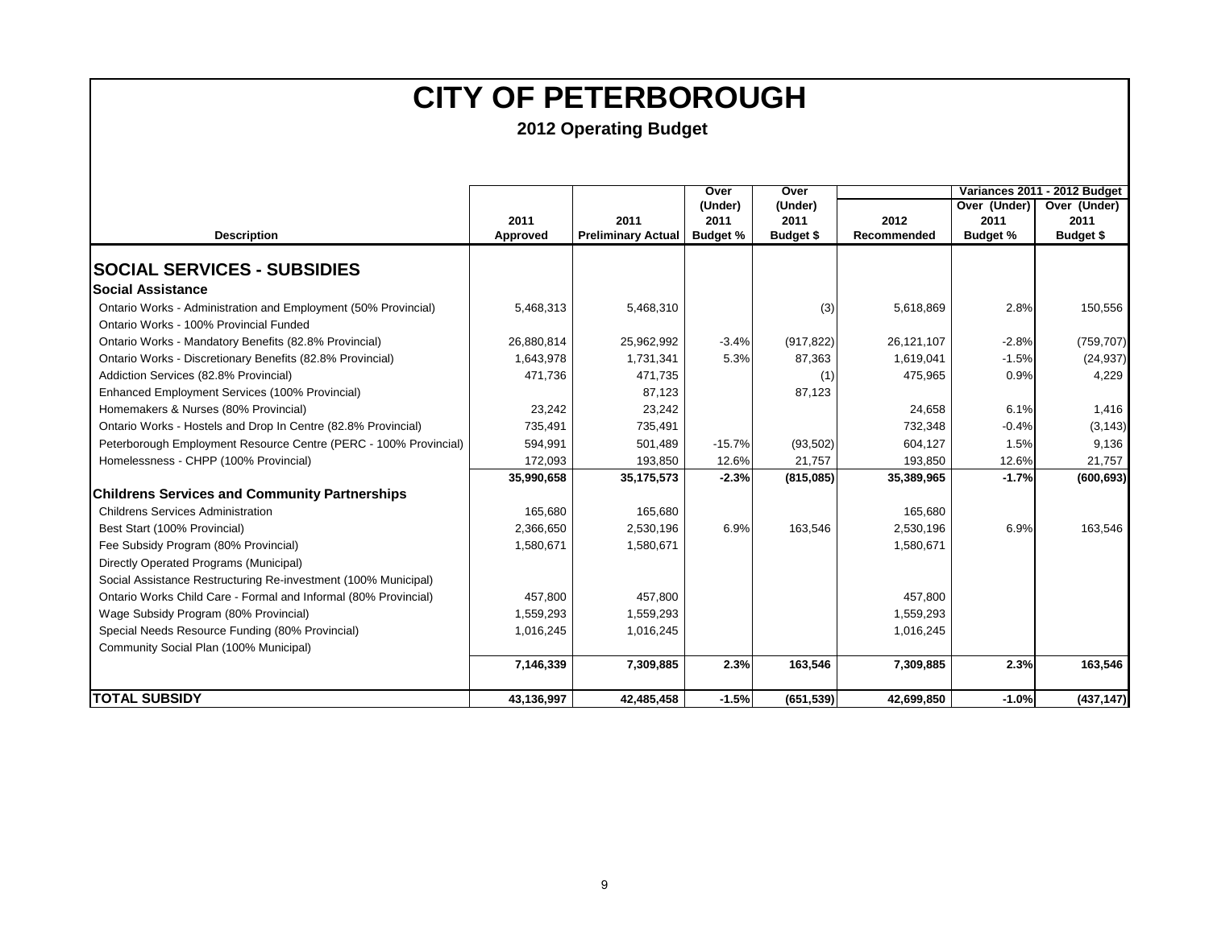# CITY OF PETERBOROUGH

## 2012 Operating Budget

| Description | 2011 Approved | 2011 Preliminary Actual | Over (Under) 2011 Budget % | Over (Under) 2011 Budget $ | 2012 Recommended | Variances 2011 - 2012 Budget Over (Under) 2011 Budget % | Over (Under) 2011 Budget $ |
|---|---|---|---|---|---|---|---|
| **SOCIAL SERVICES - SUBSIDIES** | | | | | | | |
| **Social Assistance** | | | | | | | |
| Ontario Works - Administration and Employment (50% Provincial) | 5,468,313 | 5,468,310 | | (3) | 5,618,869 | 2.8% | 150,556 |
| Ontario Works - 100% Provincial Funded | | | | | | | |
| Ontario Works - Mandatory Benefits (82.8% Provincial) | 26,880,814 | 25,962,992 | -3.4% | (917,822) | 26,121,107 | -2.8% | (759,707) |
| Ontario Works - Discretionary Benefits (82.8% Provincial) | 1,643,978 | 1,731,341 | 5.3% | 87,363 | 1,619,041 | -1.5% | (24,937) |
| Addiction Services (82.8% Provincial) | 471,736 | 471,735 | | (1) | 475,965 | 0.9% | 4,229 |
| Enhanced Employment Services (100% Provincial) | | 87,123 | | 87,123 | | | |
| Homemakers & Nurses (80% Provincial) | 23,242 | 23,242 | | | 24,658 | 6.1% | 1,416 |
| Ontario Works - Hostels and Drop In Centre (82.8% Provincial) | 735,491 | 735,491 | | | 732,348 | -0.4% | (3,143) |
| Peterborough Employment Resource Centre (PERC - 100% Provincial) | 594,991 | 501,489 | -15.7% | (93,502) | 604,127 | 1.5% | 9,136 |
| Homelessness - CHPP (100% Provincial) | 172,093 | 193,850 | 12.6% | 21,757 | 193,850 | 12.6% | 21,757 |
| | **35,990,658** | **35,175,573** | **-2.3%** | **(815,085)** | **35,389,965** | **-1.7%** | **(600,693)** |
| **Childrens Services and Community Partnerships** | | | | | | | |
| Childrens Services Administration | 165,680 | 165,680 | | | 165,680 | | |
| Best Start (100% Provincial) | 2,366,650 | 2,530,196 | 6.9% | 163,546 | 2,530,196 | 6.9% | 163,546 |
| Fee Subsidy Program (80% Provincial) | 1,580,671 | 1,580,671 | | | 1,580,671 | | |
| Directly Operated Programs (Municipal) | | | | | | | |
| Social Assistance Restructuring Re-investment (100% Municipal) | | | | | | | |
| Ontario Works Child Care - Formal and Informal (80% Provincial) | 457,800 | 457,800 | | | 457,800 | | |
| Wage Subsidy Program (80% Provincial) | 1,559,293 | 1,559,293 | | | 1,559,293 | | |
| Special Needs Resource Funding (80% Provincial) | 1,016,245 | 1,016,245 | | | 1,016,245 | | |
| Community Social Plan (100% Municipal) | | | | | | | |
| | **7,146,339** | **7,309,885** | **2.3%** | **163,546** | **7,309,885** | **2.3%** | **163,546** |
| **TOTAL SUBSIDY** | **43,136,997** | **42,485,458** | **-1.5%** | **(651,539)** | **42,699,850** | **-1.0%** | **(437,147)** |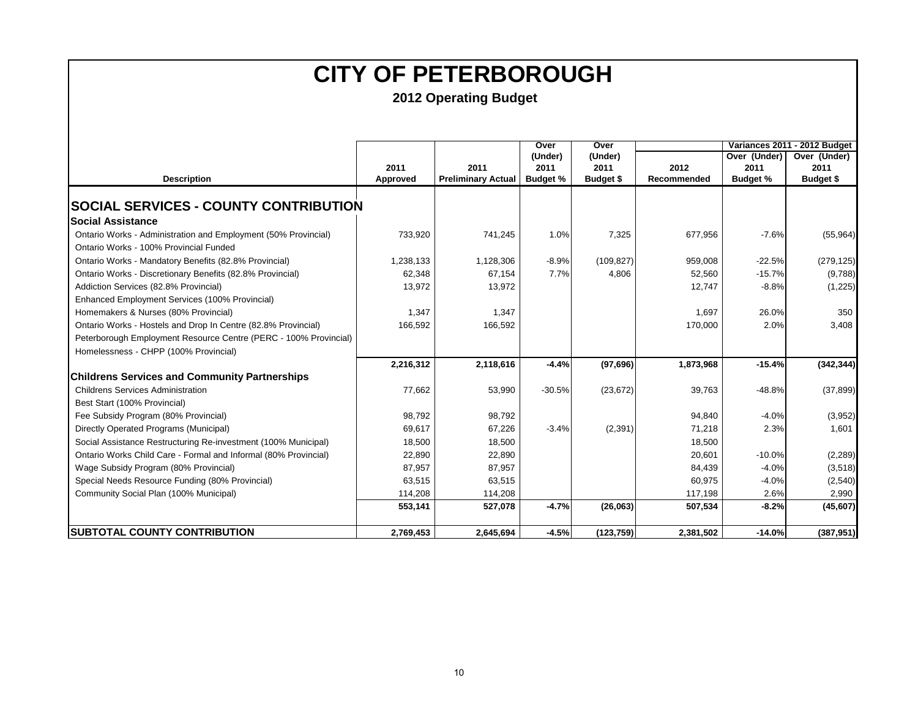# CITY OF PETERBOROUGH

## 2012 Operating Budget

| Description | 2011 Approved | 2011 Preliminary Actual | Over (Under) 2011 Budget % | Over (Under) 2011 Budget $ | 2012 Recommended | Variances 2011 - 2012 Budget Over (Under) 2011 Budget % | Variances 2011 - 2012 Budget Over (Under) 2011 Budget $ |
|---|---|---|---|---|---|---|---|
| **SOCIAL SERVICES - COUNTY CONTRIBUTION** | | | | | | | |
| **Social Assistance** | | | | | | | |
| Ontario Works - Administration and Employment (50% Provincial) | 733,920 | 741,245 | 1.0% | 7,325 | 677,956 | -7.6% | (55,964) |
| Ontario Works - 100% Provincial Funded | | | | | | | |
| Ontario Works - Mandatory Benefits (82.8% Provincial) | 1,238,133 | 1,128,306 | -8.9% | (109,827) | 959,008 | -22.5% | (279,125) |
| Ontario Works - Discretionary Benefits (82.8% Provincial) | 62,348 | 67,154 | 7.7% | 4,806 | 52,560 | -15.7% | (9,788) |
| Addiction Services (82.8% Provincial) | 13,972 | 13,972 | | | 12,747 | -8.8% | (1,225) |
| Enhanced Employment Services (100% Provincial) | | | | | | | |
| Homemakers & Nurses (80% Provincial) | 1,347 | 1,347 | | | 1,697 | 26.0% | 350 |
| Ontario Works - Hostels and Drop In Centre (82.8% Provincial) | 166,592 | 166,592 | | | 170,000 | 2.0% | 3,408 |
| Peterborough Employment Resource Centre (PERC - 100% Provincial) | | | | | | | |
| Homelessness - CHPP (100% Provincial) | | | | | | | |
| | **2,216,312** | **2,118,616** | **-4.4%** | **(97,696)** | **1,873,968** | **-15.4%** | **(342,344)** |
| **Childrens Services and Community Partnerships** | | | | | | | |
| Childrens Services Administration | 77,662 | 53,990 | -30.5% | (23,672) | 39,763 | -48.8% | (37,899) |
| Best Start (100% Provincial) | | | | | | | |
| Fee Subsidy Program (80% Provincial) | 98,792 | 98,792 | | | 94,840 | -4.0% | (3,952) |
| Directly Operated Programs (Municipal) | 69,617 | 67,226 | -3.4% | (2,391) | 71,218 | 2.3% | 1,601 |
| Social Assistance Restructuring Re-investment (100% Municipal) | 18,500 | 18,500 | | | 18,500 | | |
| Ontario Works Child Care - Formal and Informal (80% Provincial) | 22,890 | 22,890 | | | 20,601 | -10.0% | (2,289) |
| Wage Subsidy Program (80% Provincial) | 87,957 | 87,957 | | | 84,439 | -4.0% | (3,518) |
| Special Needs Resource Funding (80% Provincial) | 63,515 | 63,515 | | | 60,975 | -4.0% | (2,540) |
| Community Social Plan (100% Municipal) | 114,208 | 114,208 | | | 117,198 | 2.6% | 2,990 |
| | **553,141** | **527,078** | **-4.7%** | **(26,063)** | **507,534** | **-8.2%** | **(45,607)** |
| **SUBTOTAL COUNTY CONTRIBUTION** | **2,769,453** | **2,645,694** | **-4.5%** | **(123,759)** | **2,381,502** | **-14.0%** | **(387,951)** |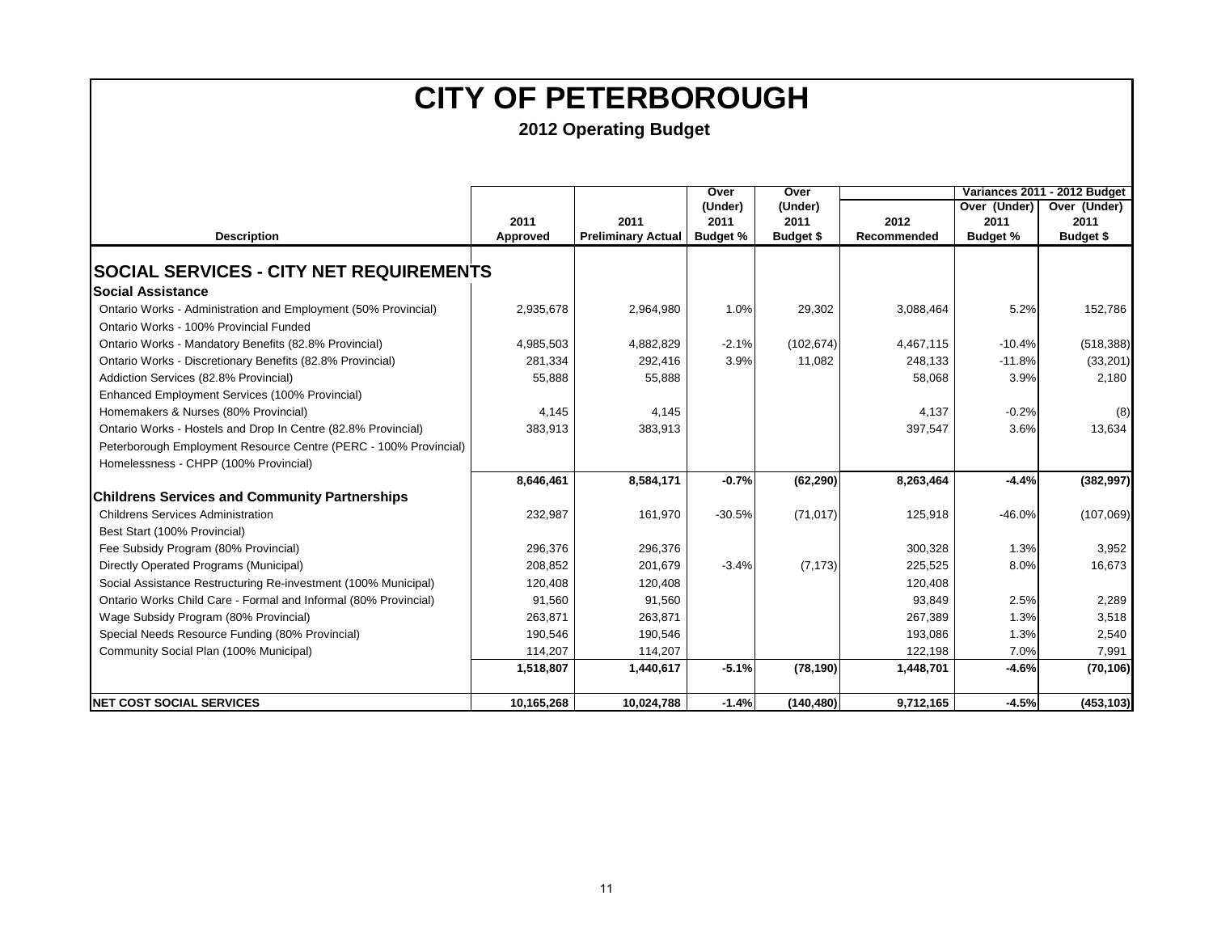# CITY OF PETERBOROUGH

## 2012 Operating Budget

| Description | 2011 Approved | 2011 Preliminary Actual | Over (Under) 2011 Budget % | Over (Under) 2011 Budget $ | 2012 Recommended | Variances 2011 - 2012 Budget Over (Under) 2011 Budget % | Variances 2011 - 2012 Budget Over (Under) 2011 Budget $ |
|---|---|---|---|---|---|---|---|
| **SOCIAL SERVICES - CITY NET REQUIREMENTS** | | | | | | | |
| **Social Assistance** | | | | | | | |
| Ontario Works - Administration and Employment (50% Provincial) | 2,935,678 | 2,964,980 | 1.0% | 29,302 | 3,088,464 | 5.2% | 152,786 |
| Ontario Works - 100% Provincial Funded | | | | | | | |
| Ontario Works - Mandatory Benefits (82.8% Provincial) | 4,985,503 | 4,882,829 | -2.1% | (102,674) | 4,467,115 | -10.4% | (518,388) |
| Ontario Works - Discretionary Benefits (82.8% Provincial) | 281,334 | 292,416 | 3.9% | 11,082 | 248,133 | -11.8% | (33,201) |
| Addiction Services (82.8% Provincial) | 55,888 | 55,888 | | | 58,068 | 3.9% | 2,180 |
| Enhanced Employment Services (100% Provincial) | | | | | | | |
| Homemakers & Nurses (80% Provincial) | 4,145 | 4,145 | | | 4,137 | -0.2% | (8) |
| Ontario Works - Hostels and Drop In Centre (82.8% Provincial) | 383,913 | 383,913 | | | 397,547 | 3.6% | 13,634 |
| Peterborough Employment Resource Centre (PERC - 100% Provincial) | | | | | | | |
| Homelessness - CHPP (100% Provincial) | | | | | | | |
| | **8,646,461** | **8,584,171** | **-0.7%** | **(62,290)** | **8,263,464** | **-4.4%** | **(382,997)** |
| **Childrens Services and Community Partnerships** | | | | | | | |
| Childrens Services Administration | 232,987 | 161,970 | -30.5% | (71,017) | 125,918 | -46.0% | (107,069) |
| Best Start (100% Provincial) | | | | | | | |
| Fee Subsidy Program (80% Provincial) | 296,376 | 296,376 | | | 300,328 | 1.3% | 3,952 |
| Directly Operated Programs (Municipal) | 208,852 | 201,679 | -3.4% | (7,173) | 225,525 | 8.0% | 16,673 |
| Social Assistance Restructuring Re-investment (100% Municipal) | 120,408 | 120,408 | | | 120,408 | | |
| Ontario Works Child Care - Formal and Informal (80% Provincial) | 91,560 | 91,560 | | | 93,849 | 2.5% | 2,289 |
| Wage Subsidy Program (80% Provincial) | 263,871 | 263,871 | | | 267,389 | 1.3% | 3,518 |
| Special Needs Resource Funding (80% Provincial) | 190,546 | 190,546 | | | 193,086 | 1.3% | 2,540 |
| Community Social Plan (100% Municipal) | 114,207 | 114,207 | | | 122,198 | 7.0% | 7,991 |
| | **1,518,807** | **1,440,617** | **-5.1%** | **(78,190)** | **1,448,701** | **-4.6%** | **(70,106)** |
| **NET COST SOCIAL SERVICES** | **10,165,268** | **10,024,788** | **-1.4%** | **(140,480)** | **9,712,165** | **-4.5%** | **(453,103)** |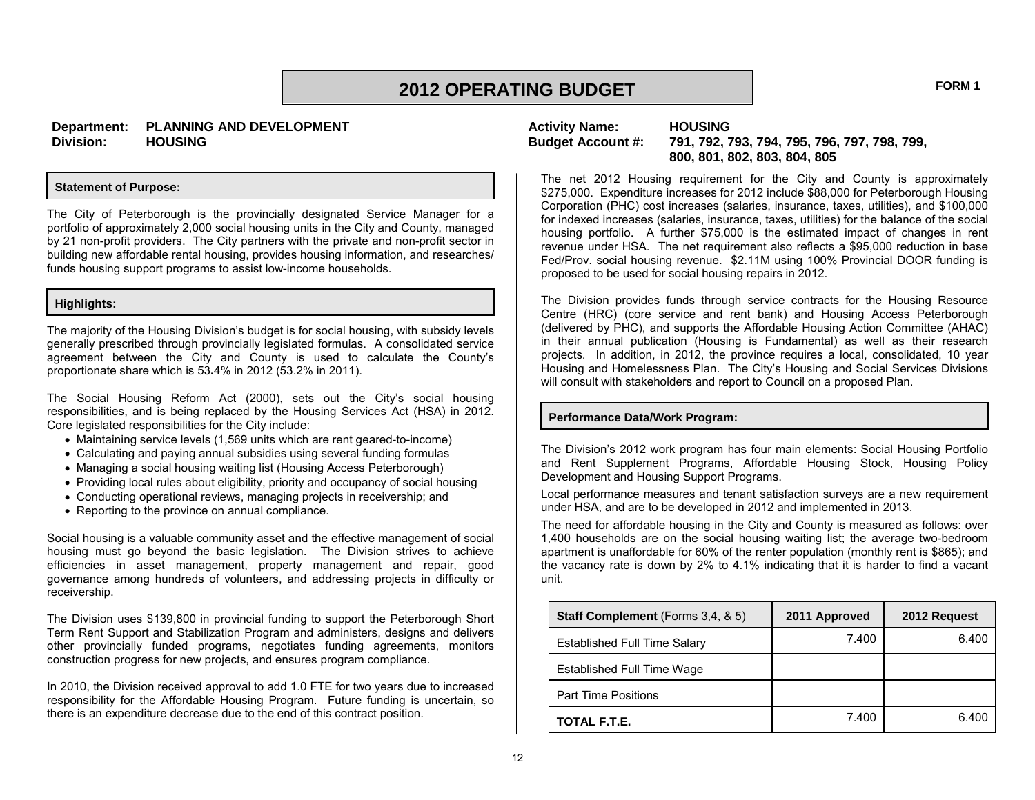# 2012 OPERATING BUDGET

**FORM 1**

**Department:** PLANNING AND DEVELOPMENT
**Division:** HOUSING

**Activity Name:** HOUSING
**Budget Account #:** 791, 792, 793, 794, 795, 796, 797, 798, 799, 800, 801, 802, 803, 804, 805

### Statement of Purpose:

The City of Peterborough is the provincially designated Service Manager for a portfolio of approximately 2,000 social housing units in the City and County, managed by 21 non-profit providers. The City partners with the private and non-profit sector in building new affordable rental housing, provides housing information, and researches/ funds housing support programs to assist low-income households.

### Highlights:

The majority of the Housing Division's budget is for social housing, with subsidy levels generally prescribed through provincially legislated formulas. A consolidated service agreement between the City and County is used to calculate the County's proportionate share which is 53.4% in 2012 (53.2% in 2011).

The Social Housing Reform Act (2000), sets out the City's social housing responsibilities, and is being replaced by the Housing Services Act (HSA) in 2012. Core legislated responsibilities for the City include:

- Maintaining service levels (1,569 units which are rent geared-to-income)
- Calculating and paying annual subsidies using several funding formulas
- Managing a social housing waiting list (Housing Access Peterborough)
- Providing local rules about eligibility, priority and occupancy of social housing
- Conducting operational reviews, managing projects in receivership; and
- Reporting to the province on annual compliance.

Social housing is a valuable community asset and the effective management of social housing must go beyond the basic legislation. The Division strives to achieve efficiencies in asset management, property management and repair, good governance among hundreds of volunteers, and addressing projects in difficulty or receivership.

The Division uses $139,800 in provincial funding to support the Peterborough Short Term Rent Support and Stabilization Program and administers, designs and delivers other provincially funded programs, negotiates funding agreements, monitors construction progress for new projects, and ensures program compliance.

In 2010, the Division received approval to add 1.0 FTE for two years due to increased responsibility for the Affordable Housing Program. Future funding is uncertain, so there is an expenditure decrease due to the end of this contract position.

The net 2012 Housing requirement for the City and County is approximately $275,000. Expenditure increases for 2012 include $88,000 for Peterborough Housing Corporation (PHC) cost increases (salaries, insurance, taxes, utilities), and $100,000 for indexed increases (salaries, insurance, taxes, utilities) for the balance of the social housing portfolio. A further $75,000 is the estimated impact of changes in rent revenue under HSA. The net requirement also reflects a $95,000 reduction in base Fed/Prov. social housing revenue. $2.11M using 100% Provincial DOOR funding is proposed to be used for social housing repairs in 2012.

The Division provides funds through service contracts for the Housing Resource Centre (HRC) (core service and rent bank) and Housing Access Peterborough (delivered by PHC), and supports the Affordable Housing Action Committee (AHAC) in their annual publication (Housing is Fundamental) as well as their research projects. In addition, in 2012, the province requires a local, consolidated, 10 year Housing and Homelessness Plan. The City's Housing and Social Services Divisions will consult with stakeholders and report to Council on a proposed Plan.

### Performance Data/Work Program:

The Division's 2012 work program has four main elements: Social Housing Portfolio and Rent Supplement Programs, Affordable Housing Stock, Housing Policy Development and Housing Support Programs.

Local performance measures and tenant satisfaction surveys are a new requirement under HSA, and are to be developed in 2012 and implemented in 2013.

The need for affordable housing in the City and County is measured as follows: over 1,400 households are on the social housing waiting list; the average two-bedroom apartment is unaffordable for 60% of the renter population (monthly rent is $865); and the vacancy rate is down by 2% to 4.1% indicating that it is harder to find a vacant unit.

| **Staff Complement** (Forms 3,4, & 5) | 2011 Approved | 2012 Request |
|---|---|---|
| Established Full Time Salary | 7.400 | 6.400 |
| Established Full Time Wage | | |
| Part Time Positions | | |
| **TOTAL F.T.E.** | 7.400 | 6.400 |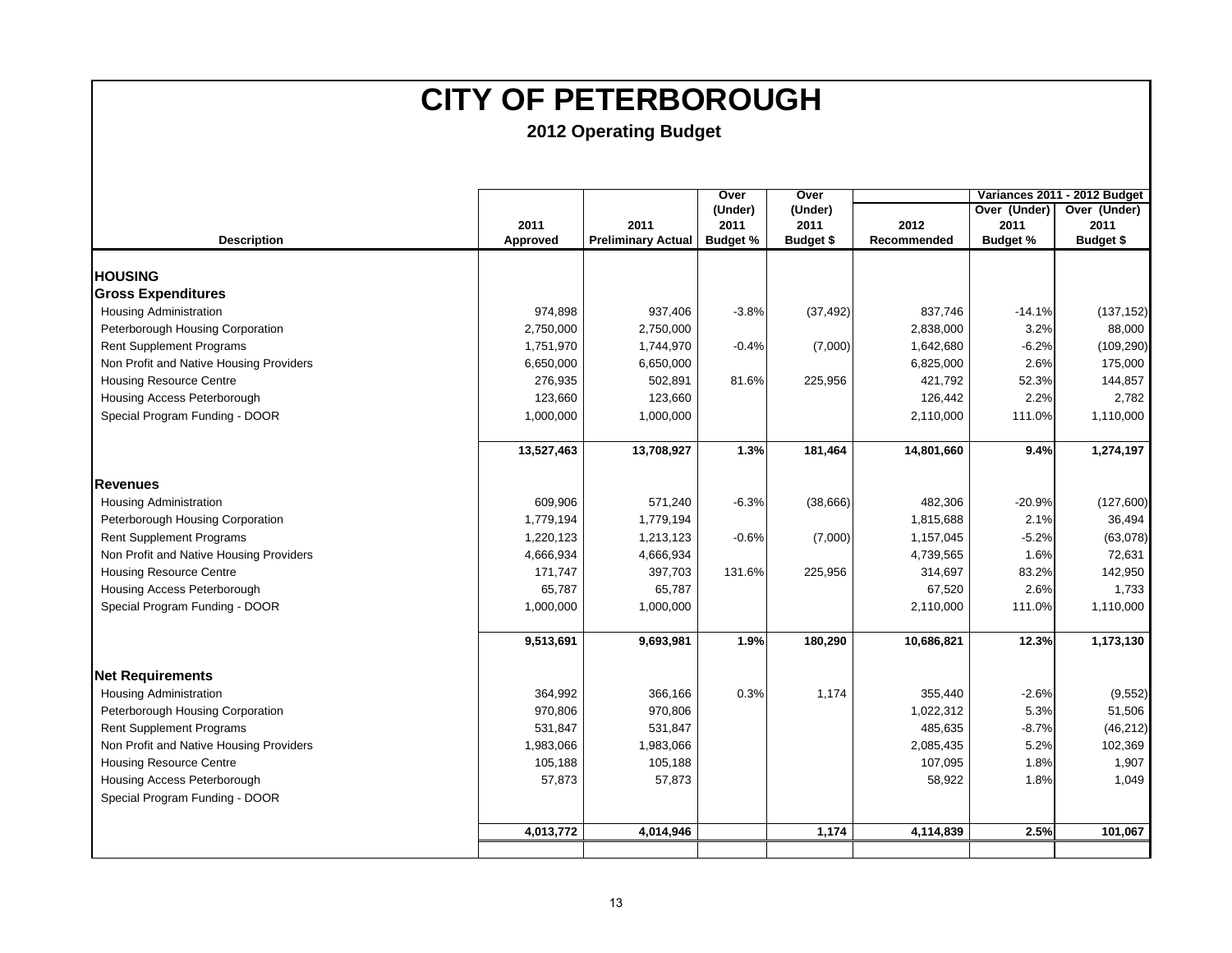# CITY OF PETERBOROUGH

## 2012 Operating Budget

| Description | 2011 Approved | 2011 Preliminary Actual | Over (Under) 2011 Budget % | Over (Under) 2011 Budget $ | 2012 Recommended | Variances 2011 - 2012 Budget Over (Under) 2011 Budget % | Variances 2011 - 2012 Budget Over (Under) 2011 Budget $ |
|---|---|---|---|---|---|---|---|
| **HOUSING** | | | | | | | |
| **Gross Expenditures** | | | | | | | |
| Housing Administration | 974,898 | 937,406 | -3.8% | (37,492) | 837,746 | -14.1% | (137,152) |
| Peterborough Housing Corporation | 2,750,000 | 2,750,000 | | | 2,838,000 | 3.2% | 88,000 |
| Rent Supplement Programs | 1,751,970 | 1,744,970 | -0.4% | (7,000) | 1,642,680 | -6.2% | (109,290) |
| Non Profit and Native Housing Providers | 6,650,000 | 6,650,000 | | | 6,825,000 | 2.6% | 175,000 |
| Housing Resource Centre | 276,935 | 502,891 | 81.6% | 225,956 | 421,792 | 52.3% | 144,857 |
| Housing Access Peterborough | 123,660 | 123,660 | | | 126,442 | 2.2% | 2,782 |
| Special Program Funding - DOOR | 1,000,000 | 1,000,000 | | | 2,110,000 | 111.0% | 1,110,000 |
| | **13,527,463** | **13,708,927** | **1.3%** | **181,464** | **14,801,660** | **9.4%** | **1,274,197** |
| **Revenues** | | | | | | | |
| Housing Administration | 609,906 | 571,240 | -6.3% | (38,666) | 482,306 | -20.9% | (127,600) |
| Peterborough Housing Corporation | 1,779,194 | 1,779,194 | | | 1,815,688 | 2.1% | 36,494 |
| Rent Supplement Programs | 1,220,123 | 1,213,123 | -0.6% | (7,000) | 1,157,045 | -5.2% | (63,078) |
| Non Profit and Native Housing Providers | 4,666,934 | 4,666,934 | | | 4,739,565 | 1.6% | 72,631 |
| Housing Resource Centre | 171,747 | 397,703 | 131.6% | 225,956 | 314,697 | 83.2% | 142,950 |
| Housing Access Peterborough | 65,787 | 65,787 | | | 67,520 | 2.6% | 1,733 |
| Special Program Funding - DOOR | 1,000,000 | 1,000,000 | | | 2,110,000 | 111.0% | 1,110,000 |
| | **9,513,691** | **9,693,981** | **1.9%** | **180,290** | **10,686,821** | **12.3%** | **1,173,130** |
| **Net Requirements** | | | | | | | |
| Housing Administration | 364,992 | 366,166 | 0.3% | 1,174 | 355,440 | -2.6% | (9,552) |
| Peterborough Housing Corporation | 970,806 | 970,806 | | | 1,022,312 | 5.3% | 51,506 |
| Rent Supplement Programs | 531,847 | 531,847 | | | 485,635 | -8.7% | (46,212) |
| Non Profit and Native Housing Providers | 1,983,066 | 1,983,066 | | | 2,085,435 | 5.2% | 102,369 |
| Housing Resource Centre | 105,188 | 105,188 | | | 107,095 | 1.8% | 1,907 |
| Housing Access Peterborough | 57,873 | 57,873 | | | 58,922 | 1.8% | 1,049 |
| Special Program Funding - DOOR | | | | | | | |
| | **4,013,772** | **4,014,946** | | **1,174** | **4,114,839** | **2.5%** | **101,067** |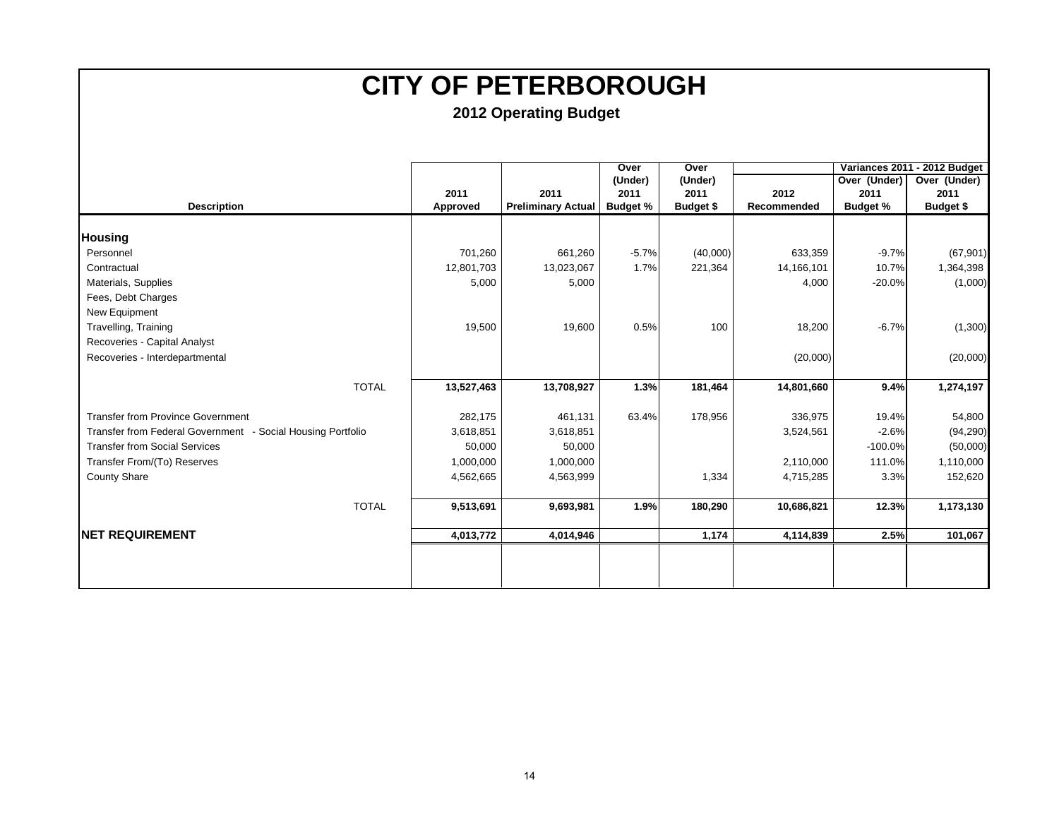# CITY OF PETERBOROUGH

## 2012 Operating Budget

| Description | 2011 Approved | 2011 Preliminary Actual | Over (Under) 2011 Budget % | Over (Under) 2011 Budget $ | 2012 Recommended | Variances 2011 - 2012 Budget Over (Under) 2011 Budget % | Variances 2011 - 2012 Budget Over (Under) 2011 Budget $ |
|---|---|---|---|---|---|---|---|
| **Housing** | | | | | | | |
| Personnel | 701,260 | 661,260 | -5.7% | (40,000) | 633,359 | -9.7% | (67,901) |
| Contractual | 12,801,703 | 13,023,067 | 1.7% | 221,364 | 14,166,101 | 10.7% | 1,364,398 |
| Materials, Supplies | 5,000 | 5,000 | | | 4,000 | -20.0% | (1,000) |
| Fees, Debt Charges | | | | | | | |
| New Equipment | | | | | | | |
| Travelling, Training | 19,500 | 19,600 | 0.5% | 100 | 18,200 | -6.7% | (1,300) |
| Recoveries - Capital Analyst | | | | | | | |
| Recoveries - Interdepartmental | | | | | (20,000) | | (20,000) |
| TOTAL | **13,527,463** | **13,708,927** | **1.3%** | **181,464** | **14,801,660** | **9.4%** | **1,274,197** |
| Transfer from Province Government | 282,175 | 461,131 | 63.4% | 178,956 | 336,975 | 19.4% | 54,800 |
| Transfer from Federal Government - Social Housing Portfolio | 3,618,851 | 3,618,851 | | | 3,524,561 | -2.6% | (94,290) |
| Transfer from Social Services | 50,000 | 50,000 | | | | -100.0% | (50,000) |
| Transfer From/(To) Reserves | 1,000,000 | 1,000,000 | | | 2,110,000 | 111.0% | 1,110,000 |
| County Share | 4,562,665 | 4,563,999 | | 1,334 | 4,715,285 | 3.3% | 152,620 |
| TOTAL | **9,513,691** | **9,693,981** | **1.9%** | **180,290** | **10,686,821** | **12.3%** | **1,173,130** |
| **NET REQUIREMENT** | **4,013,772** | **4,014,946** | | **1,174** | **4,114,839** | **2.5%** | **101,067** |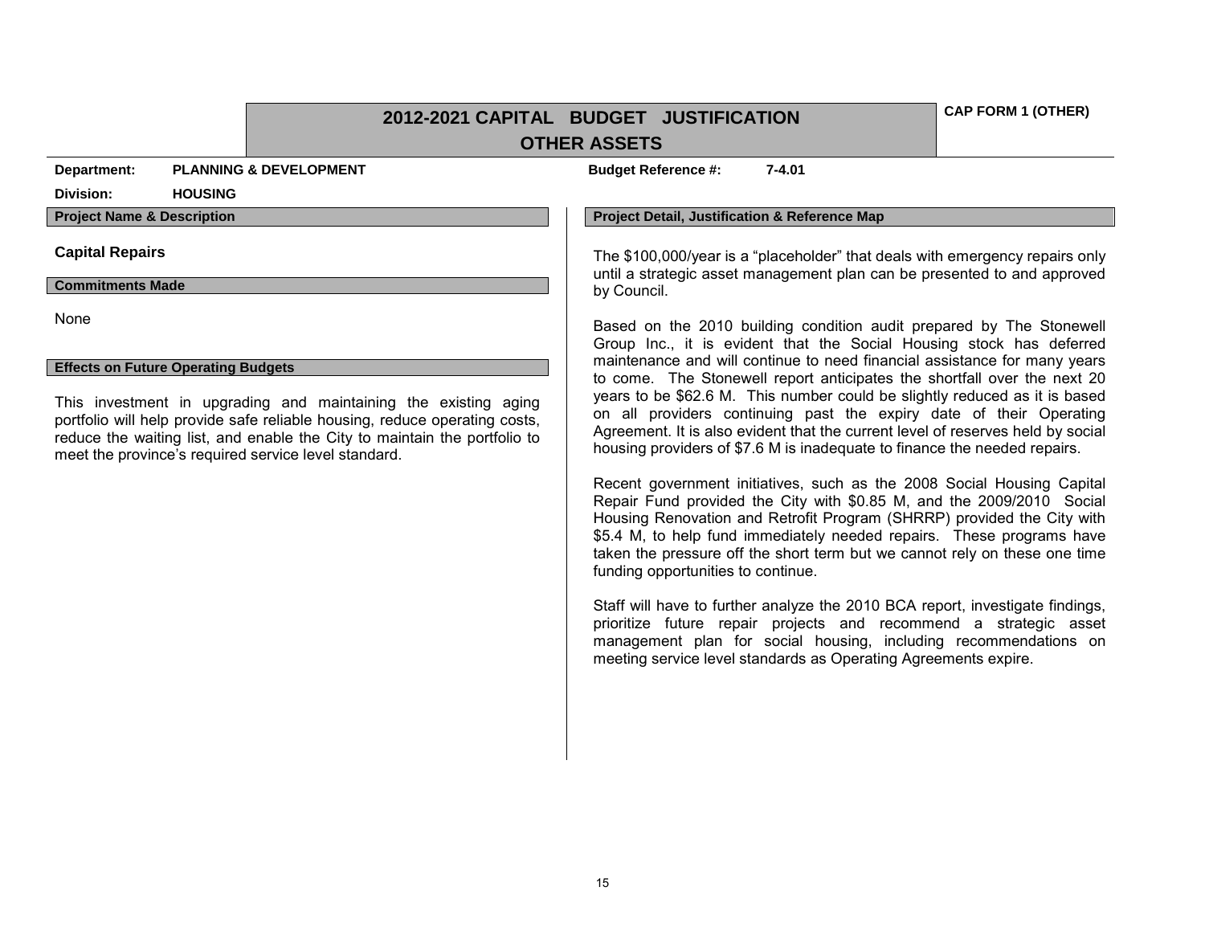# 2012-2021 CAPITAL BUDGET JUSTIFICATION

## OTHER ASSETS

**CAP FORM 1 (OTHER)**

**Department:** PLANNING & DEVELOPMENT

**Budget Reference #:** 7-4.01

**Division:** HOUSING

### Project Name & Description

**Capital Repairs**

### Commitments Made

None

### Effects on Future Operating Budgets

This investment in upgrading and maintaining the existing aging portfolio will help provide safe reliable housing, reduce operating costs, reduce the waiting list, and enable the City to maintain the portfolio to meet the province's required service level standard.

### Project Detail, Justification & Reference Map

The $100,000/year is a "placeholder" that deals with emergency repairs only until a strategic asset management plan can be presented to and approved by Council.

Based on the 2010 building condition audit prepared by The Stonewell Group Inc., it is evident that the Social Housing stock has deferred maintenance and will continue to need financial assistance for many years to come. The Stonewell report anticipates the shortfall over the next 20 years to be $62.6 M. This number could be slightly reduced as it is based on all providers continuing past the expiry date of their Operating Agreement. It is also evident that the current level of reserves held by social housing providers of $7.6 M is inadequate to finance the needed repairs.

Recent government initiatives, such as the 2008 Social Housing Capital Repair Fund provided the City with $0.85 M, and the 2009/2010 Social Housing Renovation and Retrofit Program (SHRRP) provided the City with $5.4 M, to help fund immediately needed repairs. These programs have taken the pressure off the short term but we cannot rely on these one time funding opportunities to continue.

Staff will have to further analyze the 2010 BCA report, investigate findings, prioritize future repair projects and recommend a strategic asset management plan for social housing, including recommendations on meeting service level standards as Operating Agreements expire.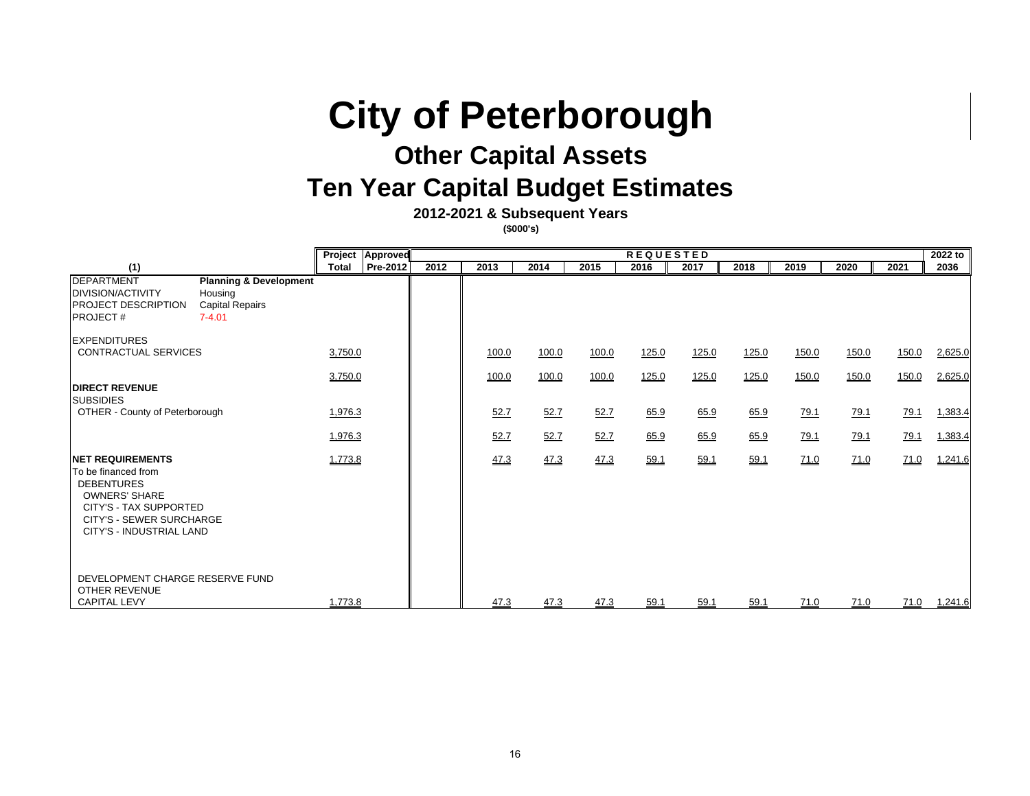# City of Peterborough

## Other Capital Assets

## Ten Year Capital Budget Estimates

**2012-2021 & Subsequent Years**

**($000's)**

| (1) | | Project Total | Approved Pre-2012 | 2012 | 2013 | 2014 | 2015 | 2016 | 2017 | 2018 | 2019 | 2020 | 2021 | 2022 to 2036 |
|---|---|---|---|---|---|---|---|---|---|---|---|---|---|---|
| | | | | REQUESTED | | | | | | | | | | |
| DEPARTMENT | **Planning & Development** | | | | | | | | | | | | | |
| DIVISION/ACTIVITY | Housing | | | | | | | | | | | | | |
| PROJECT DESCRIPTION | Capital Repairs | | | | | | | | | | | | | |
| PROJECT # | 7-4.01 | | | | | | | | | | | | | |
| EXPENDITURES | | | | | | | | | | | | | | |
| CONTRACTUAL SERVICES | | 3,750.0 | | | 100.0 | 100.0 | 100.0 | 125.0 | 125.0 | 125.0 | 150.0 | 150.0 | 150.0 | 2,625.0 |
| | | 3,750.0 | | | 100.0 | 100.0 | 100.0 | 125.0 | 125.0 | 125.0 | 150.0 | 150.0 | 150.0 | 2,625.0 |
| **DIRECT REVENUE** | | | | | | | | | | | | | | |
| SUBSIDIES | | | | | | | | | | | | | | |
| OTHER - County of Peterborough | | 1,976.3 | | | 52.7 | 52.7 | 52.7 | 65.9 | 65.9 | 65.9 | 79.1 | 79.1 | 79.1 | 1,383.4 |
| | | 1,976.3 | | | 52.7 | 52.7 | 52.7 | 65.9 | 65.9 | 65.9 | 79.1 | 79.1 | 79.1 | 1,383.4 |
| **NET REQUIREMENTS** | | 1,773.8 | | | 47.3 | 47.3 | 47.3 | 59.1 | 59.1 | 59.1 | 71.0 | 71.0 | 71.0 | 1,241.6 |
| To be financed from | | | | | | | | | | | | | | |
| DEBENTURES | | | | | | | | | | | | | | |
| OWNERS' SHARE | | | | | | | | | | | | | | |
| CITY'S - TAX SUPPORTED | | | | | | | | | | | | | | |
| CITY'S - SEWER SURCHARGE | | | | | | | | | | | | | | |
| CITY'S - INDUSTRIAL LAND | | | | | | | | | | | | | | |
| DEVELOPMENT CHARGE RESERVE FUND | | | | | | | | | | | | | | |
| OTHER REVENUE | | | | | | | | | | | | | | |
| CAPITAL LEVY | | 1,773.8 | | | 47.3 | 47.3 | 47.3 | 59.1 | 59.1 | 59.1 | 71.0 | 71.0 | 71.0 | 1,241.6 |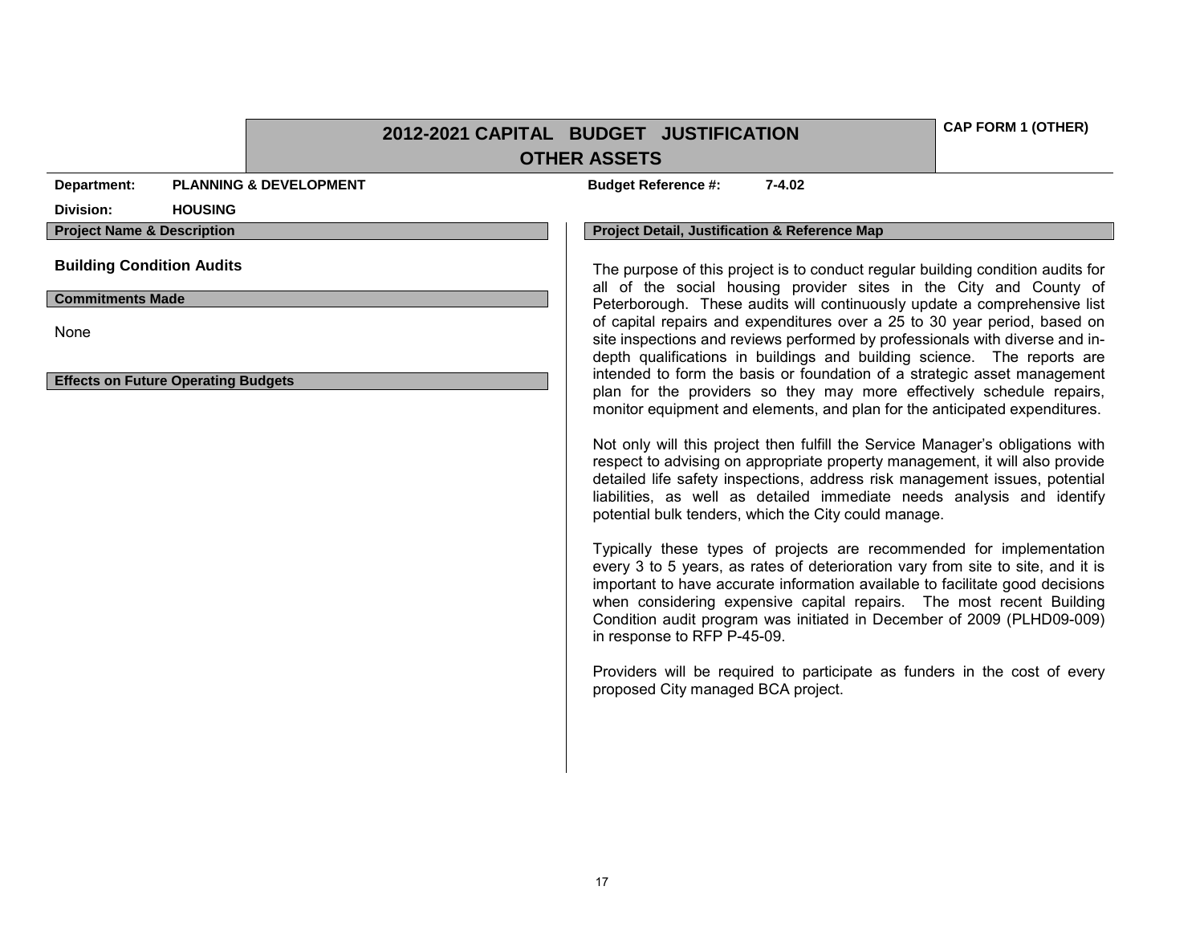# 2012-2021 CAPITAL BUDGET JUSTIFICATION
## OTHER ASSETS

**CAP FORM 1 (OTHER)**

**Department:** PLANNING & DEVELOPMENT

**Division:** HOUSING

**Budget Reference #:** 7-4.02

### Project Name & Description

**Building Condition Audits**

### Commitments Made

None

### Effects on Future Operating Budgets

### Project Detail, Justification & Reference Map

The purpose of this project is to conduct regular building condition audits for all of the social housing provider sites in the City and County of Peterborough. These audits will continuously update a comprehensive list of capital repairs and expenditures over a 25 to 30 year period, based on site inspections and reviews performed by professionals with diverse and in-depth qualifications in buildings and building science. The reports are intended to form the basis or foundation of a strategic asset management plan for the providers so they may more effectively schedule repairs, monitor equipment and elements, and plan for the anticipated expenditures.

Not only will this project then fulfill the Service Manager's obligations with respect to advising on appropriate property management, it will also provide detailed life safety inspections, address risk management issues, potential liabilities, as well as detailed immediate needs analysis and identify potential bulk tenders, which the City could manage.

Typically these types of projects are recommended for implementation every 3 to 5 years, as rates of deterioration vary from site to site, and it is important to have accurate information available to facilitate good decisions when considering expensive capital repairs. The most recent Building Condition audit program was initiated in December of 2009 (PLHD09-009) in response to RFP P-45-09.

Providers will be required to participate as funders in the cost of every proposed City managed BCA project.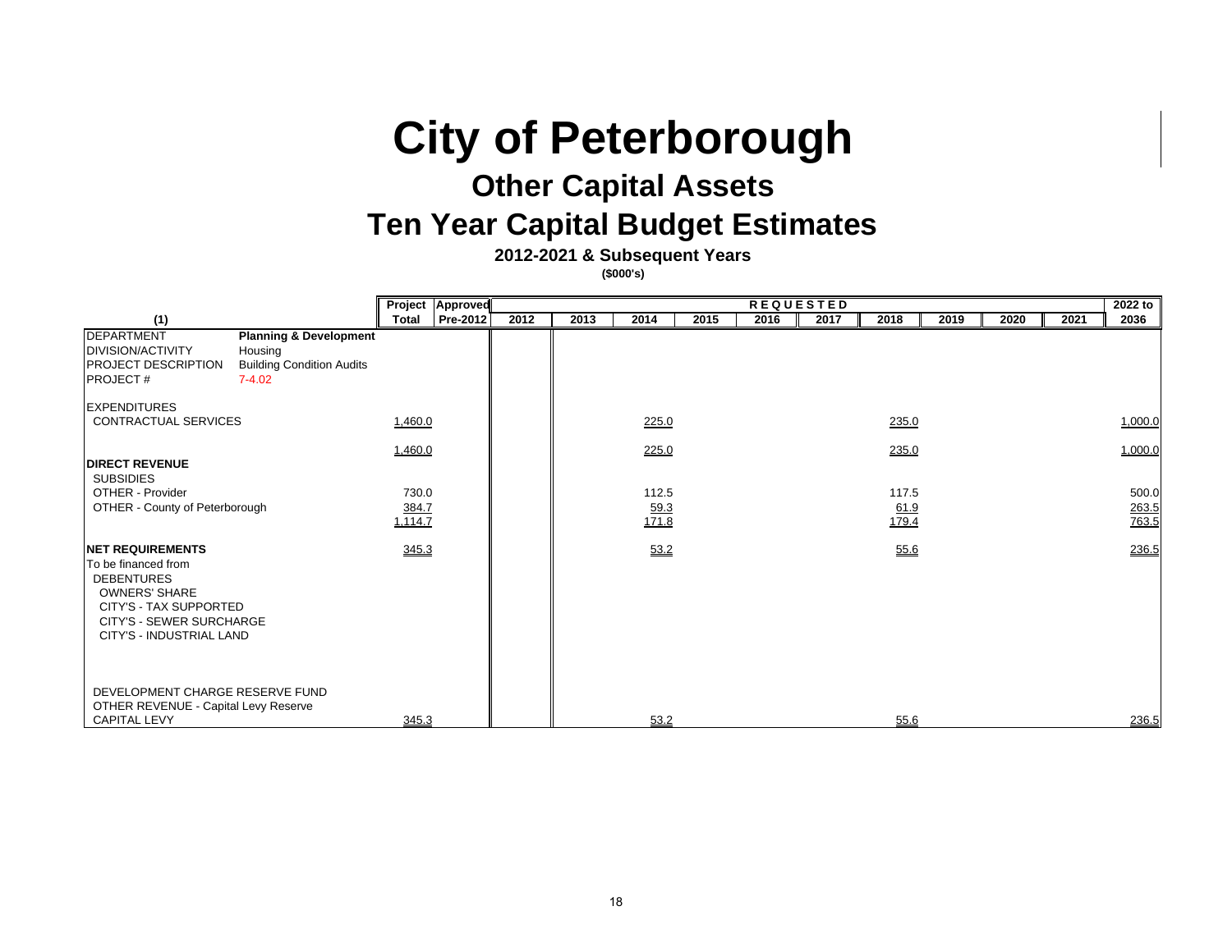# City of Peterborough

## Other Capital Assets

## Ten Year Capital Budget Estimates

**2012-2021 & Subsequent Years**

**($000's)**

| (1) | | Project Total | Approved Pre-2012 | 2012 | 2013 | 2014 | 2015 | 2016 | 2017 | 2018 | 2019 | 2020 | 2021 | 2022 to 2036 |
|---|---|---|---|---|---|---|---|---|---|---|---|---|---|---|
| DEPARTMENT | **Planning & Development** | | | | | | | | | | | | | |
| DIVISION/ACTIVITY | Housing | | | | | | | | | | | | | |
| PROJECT DESCRIPTION | Building Condition Audits | | | | | | | | | | | | | |
| PROJECT # | 7-4.02 | | | | | | | | | | | | | |
| EXPENDITURES | | | | | | | | | | | | | | |
| CONTRACTUAL SERVICES | | 1,460.0 | | | | 225.0 | | | | 235.0 | | | | 1,000.0 |
| | | 1,460.0 | | | | 225.0 | | | | 235.0 | | | | 1,000.0 |
| **DIRECT REVENUE** | | | | | | | | | | | | | | |
| SUBSIDIES | | | | | | | | | | | | | | |
| OTHER - Provider | | 730.0 | | | | 112.5 | | | | 117.5 | | | | 500.0 |
| OTHER - County of Peterborough | | 384.7 | | | | 59.3 | | | | 61.9 | | | | 263.5 |
| | | 1,114.7 | | | | 171.8 | | | | 179.4 | | | | 763.5 |
| **NET REQUIREMENTS** | | 345.3 | | | | 53.2 | | | | 55.6 | | | | 236.5 |
| To be financed from | | | | | | | | | | | | | | |
| DEBENTURES | | | | | | | | | | | | | | |
| OWNERS' SHARE | | | | | | | | | | | | | | |
| CITY'S - TAX SUPPORTED | | | | | | | | | | | | | | |
| CITY'S - SEWER SURCHARGE | | | | | | | | | | | | | | |
| CITY'S - INDUSTRIAL LAND | | | | | | | | | | | | | | |
| DEVELOPMENT CHARGE RESERVE FUND | | | | | | | | | | | | | | |
| OTHER REVENUE - Capital Levy Reserve | | | | | | | | | | | | | | |
| CAPITAL LEVY | | 345.3 | | | | 53.2 | | | | 55.6 | | | | 236.5 |